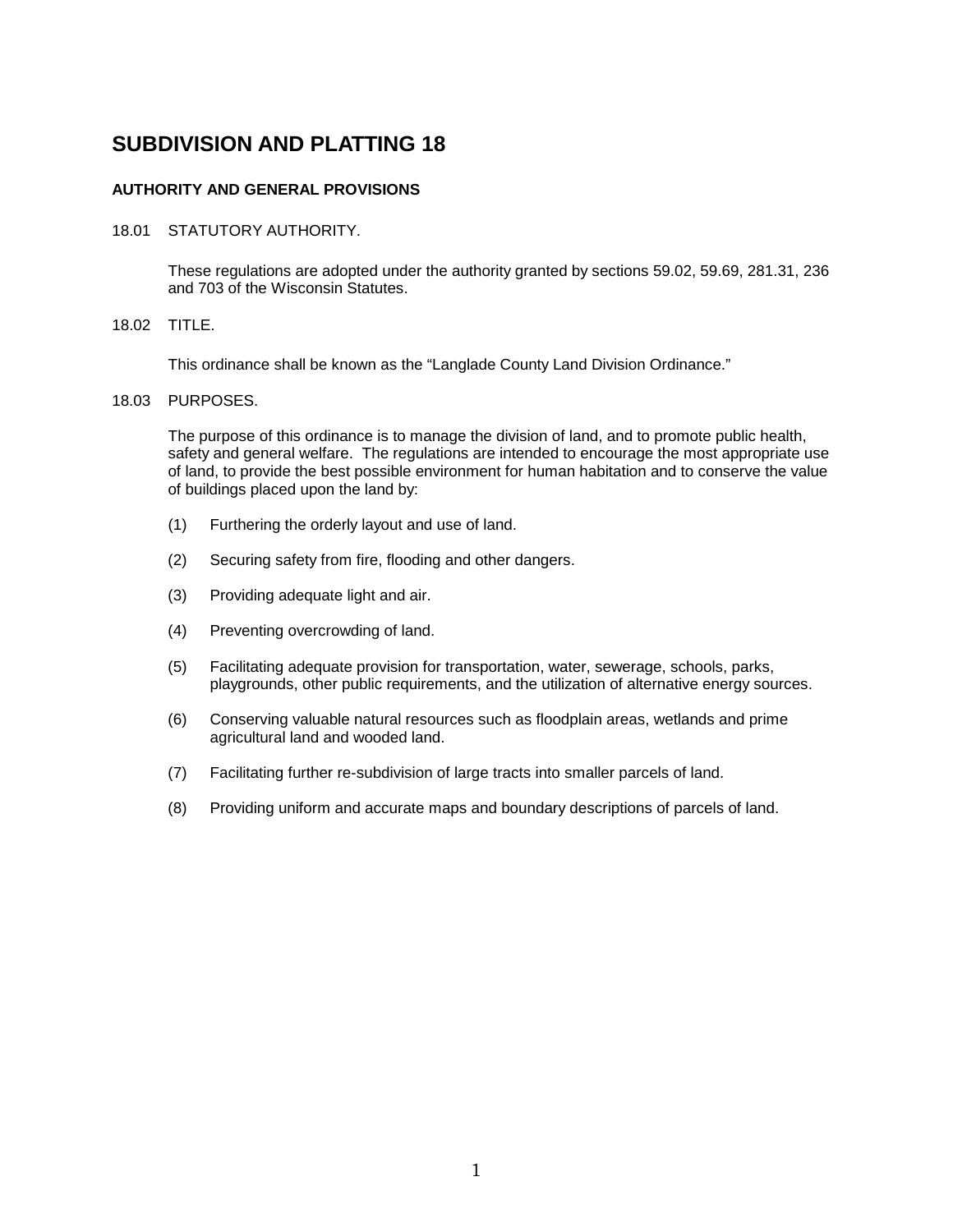# SUBDIVISION AND PLATTING 18

### AUTHORITY AND GENERAL PROVISIONS

18.01 STATUTORY AUTHORITY.

These regulations are adopted under the authority granted by sections 59.02, 59.69, 281.31, 236 and 703 of the Wisconsin Statutes.

18.02 TITLE.

This ordinance shall be known as the "Langlade County Land Division Ordinance."

18.03 PURPOSES.

The purpose of this ordinance is to manage the division of land, and to promote public health, safety and general welfare. The regulations are intended to encourage the most appropriate use of land, to provide the best possible environment for human habitation and to conserve the value of buildings placed upon the land by:

(1) Furthering the orderly layout and use of land.

(2) Securing safety from fire, flooding and other dangers.

(3) Providing adequate light and air.

(4) Preventing overcrowding of land.

(5) Facilitating adequate provision for transportation, water, sewerage, schools, parks, playgrounds, other public requirements, and the utilization of alternative energy sources.

(6) Conserving valuable natural resources such as floodplain areas, wetlands and prime agricultural land and wooded land.

(7) Facilitating further re-subdivision of large tracts into smaller parcels of land.

(8) Providing uniform and accurate maps and boundary descriptions of parcels of land.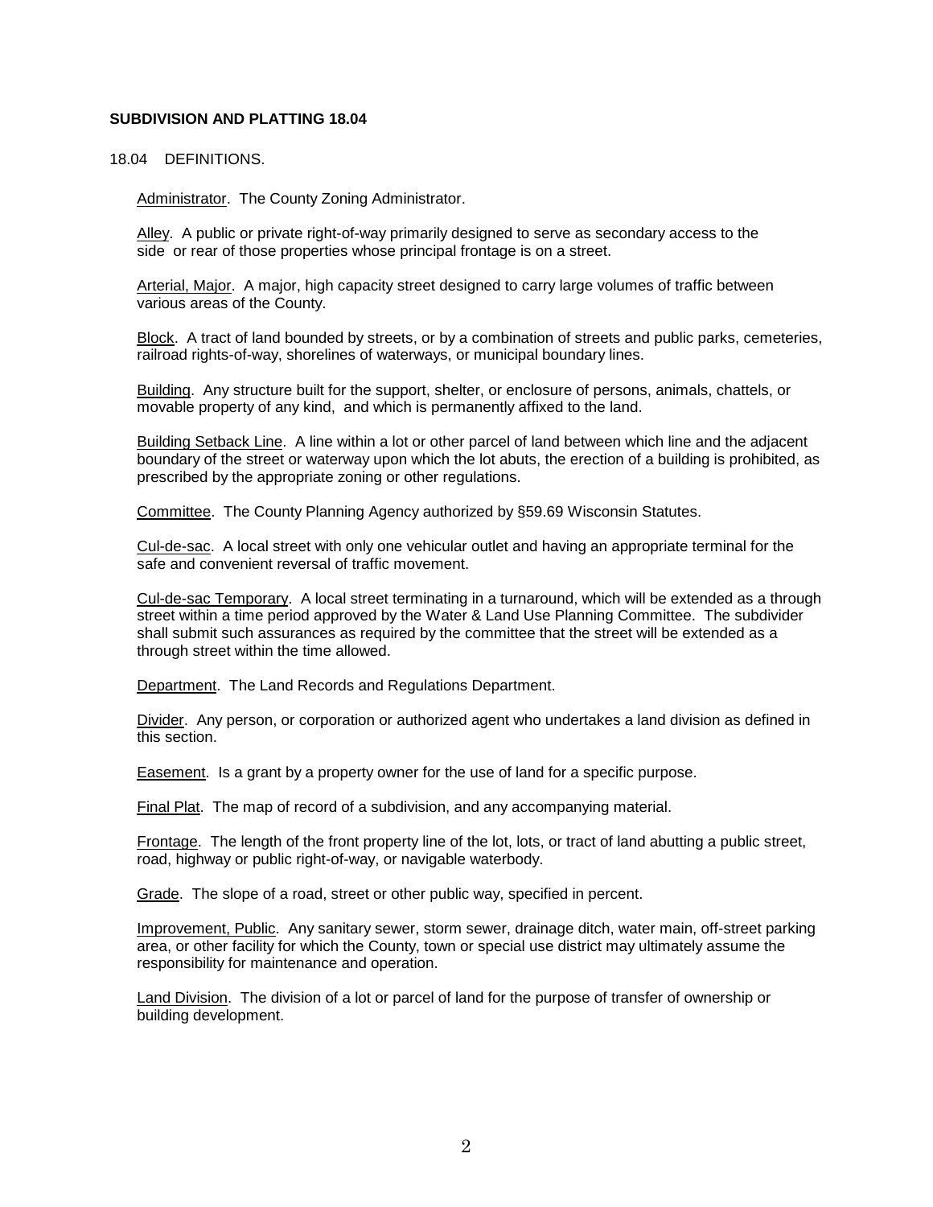**SUBDIVISION AND PLATTING 18.04**

18.04 DEFINITIONS.

Administrator. The County Zoning Administrator.

Alley. A public or private right-of-way primarily designed to serve as secondary access to the side or rear of those properties whose principal frontage is on a street.

Arterial, Major. A major, high capacity street designed to carry large volumes of traffic between various areas of the County.

Block. A tract of land bounded by streets, or by a combination of streets and public parks, cemeteries, railroad rights-of-way, shorelines of waterways, or municipal boundary lines.

Building. Any structure built for the support, shelter, or enclosure of persons, animals, chattels, or movable property of any kind, and which is permanently affixed to the land.

Building Setback Line. A line within a lot or other parcel of land between which line and the adjacent boundary of the street or waterway upon which the lot abuts, the erection of a building is prohibited, as prescribed by the appropriate zoning or other regulations.

Committee. The County Planning Agency authorized by §59.69 Wisconsin Statutes.

Cul-de-sac. A local street with only one vehicular outlet and having an appropriate terminal for the safe and convenient reversal of traffic movement.

Cul-de-sac Temporary. A local street terminating in a turnaround, which will be extended as a through street within a time period approved by the Water & Land Use Planning Committee. The subdivider shall submit such assurances as required by the committee that the street will be extended as a through street within the time allowed.

Department. The Land Records and Regulations Department.

Divider. Any person, or corporation or authorized agent who undertakes a land division as defined in this section.

Easement. Is a grant by a property owner for the use of land for a specific purpose.

Final Plat. The map of record of a subdivision, and any accompanying material.

Frontage. The length of the front property line of the lot, lots, or tract of land abutting a public street, road, highway or public right-of-way, or navigable waterbody.

Grade. The slope of a road, street or other public way, specified in percent.

Improvement, Public. Any sanitary sewer, storm sewer, drainage ditch, water main, off-street parking area, or other facility for which the County, town or special use district may ultimately assume the responsibility for maintenance and operation.

Land Division. The division of a lot or parcel of land for the purpose of transfer of ownership or building development.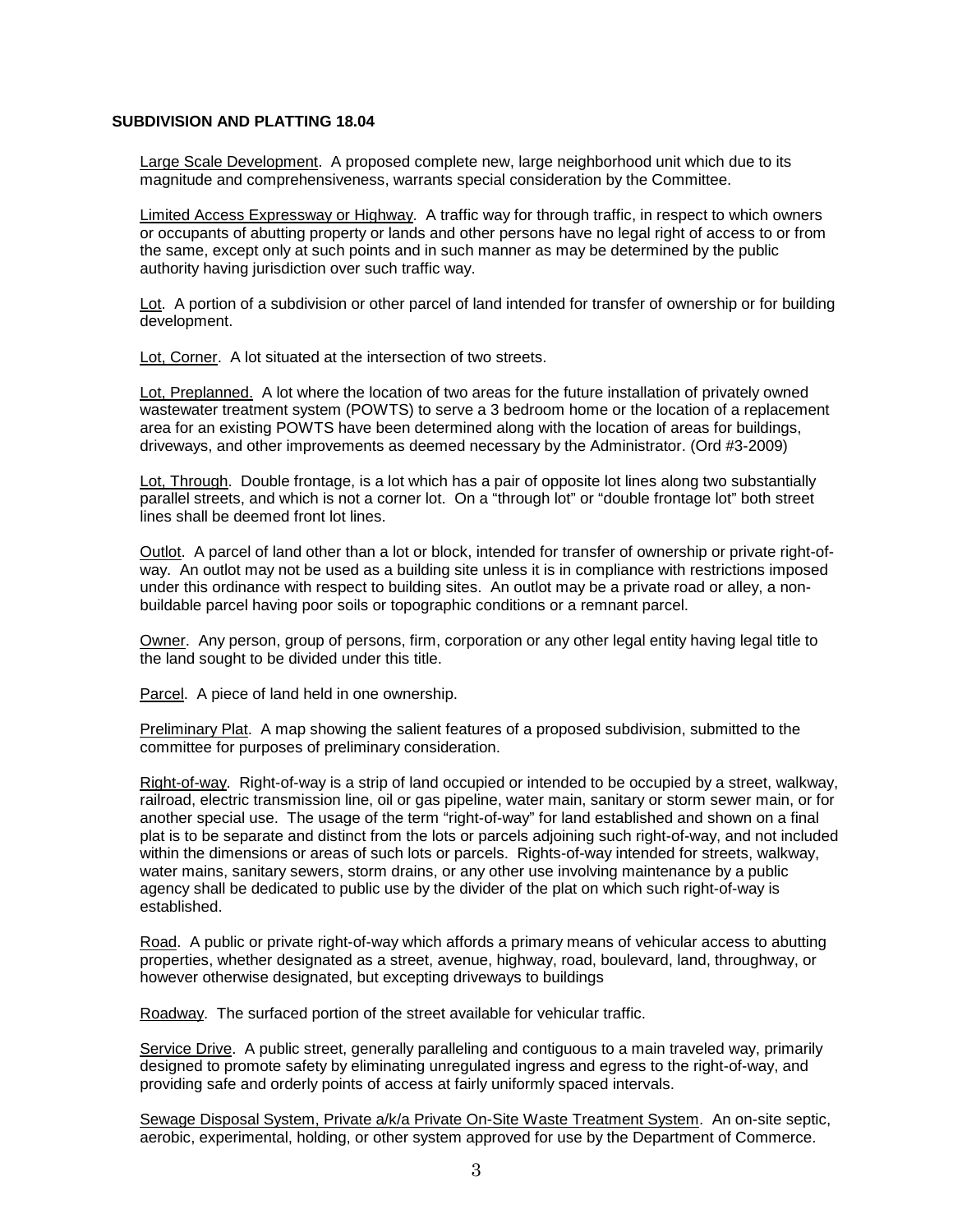**SUBDIVISION AND PLATTING 18.04**

Large Scale Development. A proposed complete new, large neighborhood unit which due to its magnitude and comprehensiveness, warrants special consideration by the Committee.

Limited Access Expressway or Highway. A traffic way for through traffic, in respect to which owners or occupants of abutting property or lands and other persons have no legal right of access to or from the same, except only at such points and in such manner as may be determined by the public authority having jurisdiction over such traffic way.

Lot. A portion of a subdivision or other parcel of land intended for transfer of ownership or for building development.

Lot, Corner. A lot situated at the intersection of two streets.

Lot, Preplanned. A lot where the location of two areas for the future installation of privately owned wastewater treatment system (POWTS) to serve a 3 bedroom home or the location of a replacement area for an existing POWTS have been determined along with the location of areas for buildings, driveways, and other improvements as deemed necessary by the Administrator. (Ord #3-2009)

Lot, Through. Double frontage, is a lot which has a pair of opposite lot lines along two substantially parallel streets, and which is not a corner lot. On a "through lot" or "double frontage lot" both street lines shall be deemed front lot lines.

Outlot. A parcel of land other than a lot or block, intended for transfer of ownership or private right-of-way. An outlot may not be used as a building site unless it is in compliance with restrictions imposed under this ordinance with respect to building sites. An outlot may be a private road or alley, a non-buildable parcel having poor soils or topographic conditions or a remnant parcel.

Owner. Any person, group of persons, firm, corporation or any other legal entity having legal title to the land sought to be divided under this title.

Parcel. A piece of land held in one ownership.

Preliminary Plat. A map showing the salient features of a proposed subdivision, submitted to the committee for purposes of preliminary consideration.

Right-of-way. Right-of-way is a strip of land occupied or intended to be occupied by a street, walkway, railroad, electric transmission line, oil or gas pipeline, water main, sanitary or storm sewer main, or for another special use. The usage of the term "right-of-way" for land established and shown on a final plat is to be separate and distinct from the lots or parcels adjoining such right-of-way, and not included within the dimensions or areas of such lots or parcels. Rights-of-way intended for streets, walkway, water mains, sanitary sewers, storm drains, or any other use involving maintenance by a public agency shall be dedicated to public use by the divider of the plat on which such right-of-way is established.

Road. A public or private right-of-way which affords a primary means of vehicular access to abutting properties, whether designated as a street, avenue, highway, road, boulevard, land, throughway, or however otherwise designated, but excepting driveways to buildings

Roadway. The surfaced portion of the street available for vehicular traffic.

Service Drive. A public street, generally paralleling and contiguous to a main traveled way, primarily designed to promote safety by eliminating unregulated ingress and egress to the right-of-way, and providing safe and orderly points of access at fairly uniformly spaced intervals.

Sewage Disposal System, Private a/k/a Private On-Site Waste Treatment System. An on-site septic, aerobic, experimental, holding, or other system approved for use by the Department of Commerce.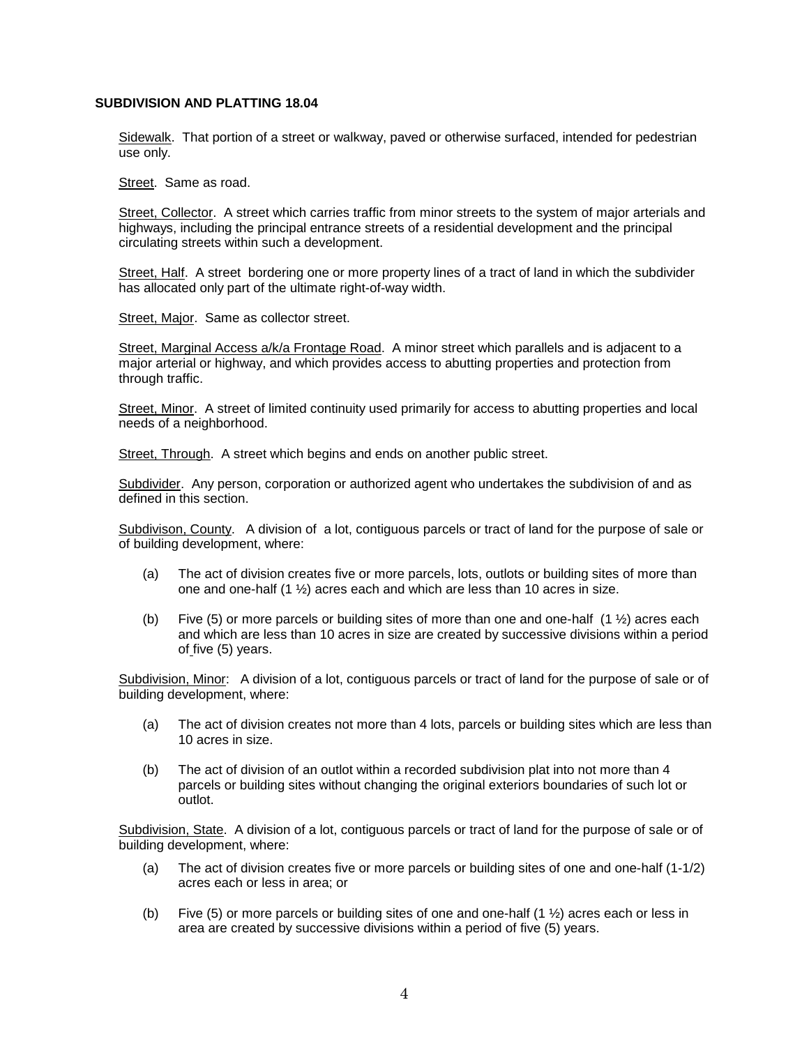## SUBDIVISION AND PLATTING 18.04

Sidewalk. That portion of a street or walkway, paved or otherwise surfaced, intended for pedestrian use only.

Street. Same as road.

Street, Collector. A street which carries traffic from minor streets to the system of major arterials and highways, including the principal entrance streets of a residential development and the principal circulating streets within such a development.

Street, Half. A street bordering one or more property lines of a tract of land in which the subdivider has allocated only part of the ultimate right-of-way width.

Street, Major. Same as collector street.

Street, Marginal Access a/k/a Frontage Road. A minor street which parallels and is adjacent to a major arterial or highway, and which provides access to abutting properties and protection from through traffic.

Street, Minor. A street of limited continuity used primarily for access to abutting properties and local needs of a neighborhood.

Street, Through. A street which begins and ends on another public street.

Subdivider. Any person, corporation or authorized agent who undertakes the subdivision of and as defined in this section.

Subdivison, County. A division of a lot, contiguous parcels or tract of land for the purpose of sale or of building development, where:

(a) The act of division creates five or more parcels, lots, outlots or building sites of more than one and one-half (1 ½) acres each and which are less than 10 acres in size.

(b) Five (5) or more parcels or building sites of more than one and one-half (1 ½) acres each and which are less than 10 acres in size are created by successive divisions within a period of five (5) years.

Subdivision, Minor: A division of a lot, contiguous parcels or tract of land for the purpose of sale or of building development, where:

(a) The act of division creates not more than 4 lots, parcels or building sites which are less than 10 acres in size.

(b) The act of division of an outlot within a recorded subdivision plat into not more than 4 parcels or building sites without changing the original exteriors boundaries of such lot or outlot.

Subdivision, State. A division of a lot, contiguous parcels or tract of land for the purpose of sale or of building development, where:

(a) The act of division creates five or more parcels or building sites of one and one-half (1-1/2) acres each or less in area; or

(b) Five (5) or more parcels or building sites of one and one-half (1 ½) acres each or less in area are created by successive divisions within a period of five (5) years.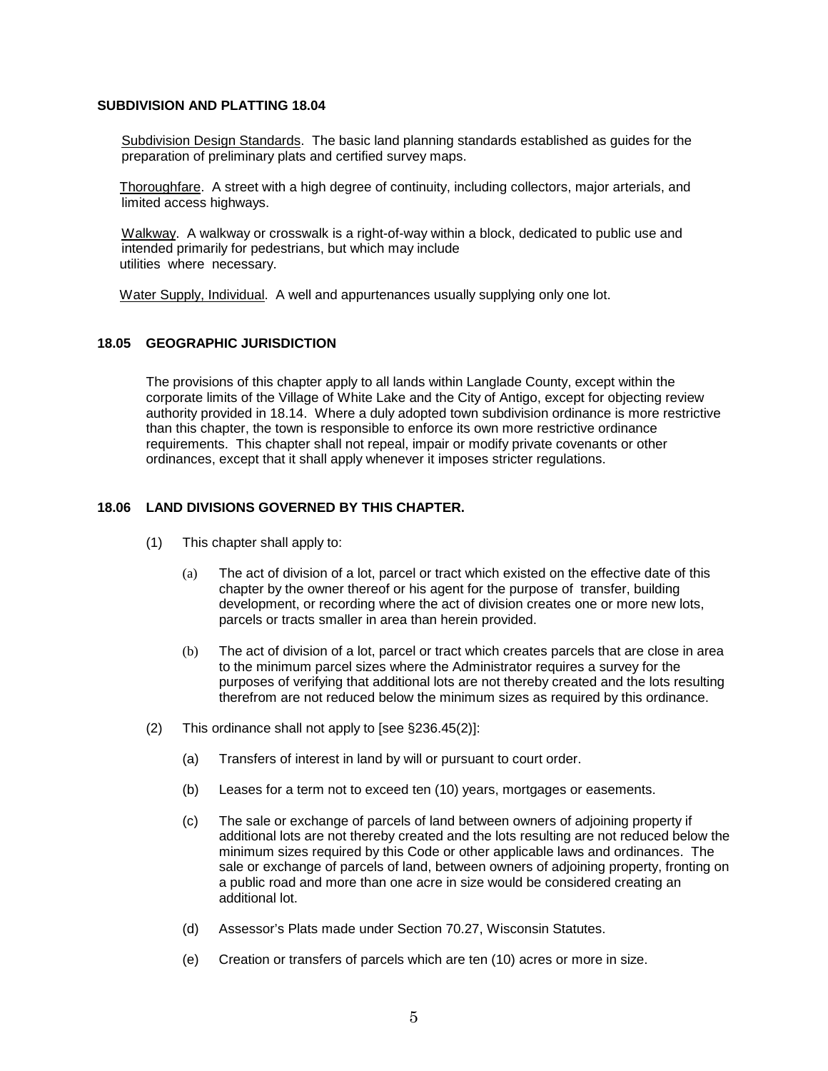Subdivision Design Standards. The basic land planning standards established as guides for the preparation of preliminary plats and certified survey maps.

Thoroughfare. A street with a high degree of continuity, including collectors, major arterials, and limited access highways.

Walkway. A walkway or crosswalk is a right-of-way within a block, dedicated to public use and intended primarily for pedestrians, but which may include utilities where necessary.

Water Supply, Individual. A well and appurtenances usually supplying only one lot.

## 18.05 GEOGRAPHIC JURISDICTION

The provisions of this chapter apply to all lands within Langlade County, except within the corporate limits of the Village of White Lake and the City of Antigo, except for objecting review authority provided in 18.14. Where a duly adopted town subdivision ordinance is more restrictive than this chapter, the town is responsible to enforce its own more restrictive ordinance requirements. This chapter shall not repeal, impair or modify private covenants or other ordinances, except that it shall apply whenever it imposes stricter regulations.

## 18.06 LAND DIVISIONS GOVERNED BY THIS CHAPTER.

(1) This chapter shall apply to:

(a) The act of division of a lot, parcel or tract which existed on the effective date of this chapter by the owner thereof or his agent for the purpose of transfer, building development, or recording where the act of division creates one or more new lots, parcels or tracts smaller in area than herein provided.

(b) The act of division of a lot, parcel or tract which creates parcels that are close in area to the minimum parcel sizes where the Administrator requires a survey for the purposes of verifying that additional lots are not thereby created and the lots resulting therefrom are not reduced below the minimum sizes as required by this ordinance.

(2) This ordinance shall not apply to [see §236.45(2)]:

(a) Transfers of interest in land by will or pursuant to court order.

(b) Leases for a term not to exceed ten (10) years, mortgages or easements.

(c) The sale or exchange of parcels of land between owners of adjoining property if additional lots are not thereby created and the lots resulting are not reduced below the minimum sizes required by this Code or other applicable laws and ordinances. The sale or exchange of parcels of land, between owners of adjoining property, fronting on a public road and more than one acre in size would be considered creating an additional lot.

(d) Assessor's Plats made under Section 70.27, Wisconsin Statutes.

(e) Creation or transfers of parcels which are ten (10) acres or more in size.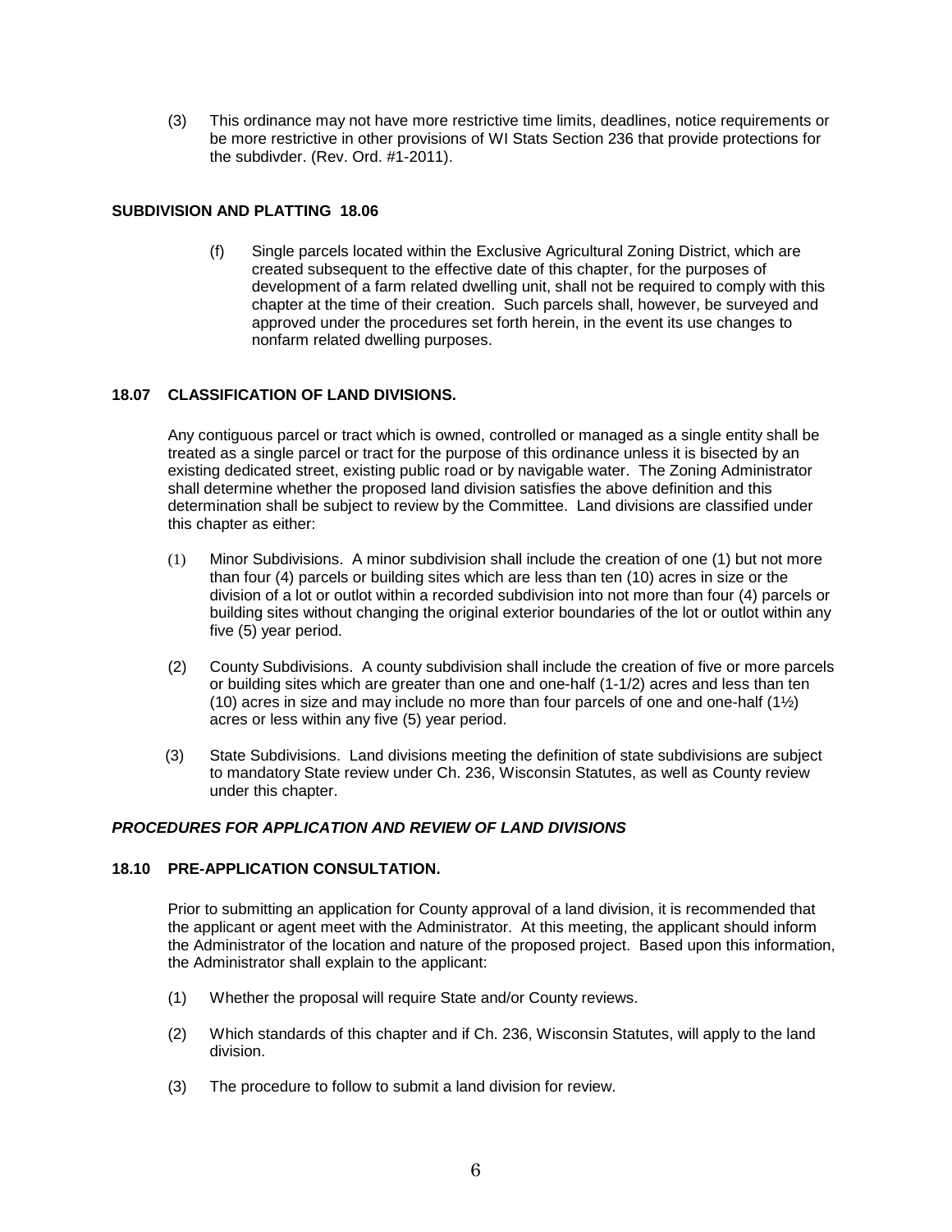(3) This ordinance may not have more restrictive time limits, deadlines, notice requirements or be more restrictive in other provisions of WI Stats Section 236 that provide protections for the subdivder. (Rev. Ord. #1-2011).

**SUBDIVISION AND PLATTING 18.06**

(f) Single parcels located within the Exclusive Agricultural Zoning District, which are created subsequent to the effective date of this chapter, for the purposes of development of a farm related dwelling unit, shall not be required to comply with this chapter at the time of their creation. Such parcels shall, however, be surveyed and approved under the procedures set forth herein, in the event its use changes to nonfarm related dwelling purposes.

**18.07 CLASSIFICATION OF LAND DIVISIONS.**

Any contiguous parcel or tract which is owned, controlled or managed as a single entity shall be treated as a single parcel or tract for the purpose of this ordinance unless it is bisected by an existing dedicated street, existing public road or by navigable water. The Zoning Administrator shall determine whether the proposed land division satisfies the above definition and this determination shall be subject to review by the Committee. Land divisions are classified under this chapter as either:

(1) Minor Subdivisions. A minor subdivision shall include the creation of one (1) but not more than four (4) parcels or building sites which are less than ten (10) acres in size or the division of a lot or outlot within a recorded subdivision into not more than four (4) parcels or building sites without changing the original exterior boundaries of the lot or outlot within any five (5) year period.

(2) County Subdivisions. A county subdivision shall include the creation of five or more parcels or building sites which are greater than one and one-half (1-1/2) acres and less than ten (10) acres in size and may include no more than four parcels of one and one-half (1½) acres or less within any five (5) year period.

(3) State Subdivisions. Land divisions meeting the definition of state subdivisions are subject to mandatory State review under Ch. 236, Wisconsin Statutes, as well as County review under this chapter.

***PROCEDURES FOR APPLICATION AND REVIEW OF LAND DIVISIONS***

**18.10 PRE-APPLICATION CONSULTATION.**

Prior to submitting an application for County approval of a land division, it is recommended that the applicant or agent meet with the Administrator. At this meeting, the applicant should inform the Administrator of the location and nature of the proposed project. Based upon this information, the Administrator shall explain to the applicant:

(1) Whether the proposal will require State and/or County reviews.

(2) Which standards of this chapter and if Ch. 236, Wisconsin Statutes, will apply to the land division.

(3) The procedure to follow to submit a land division for review.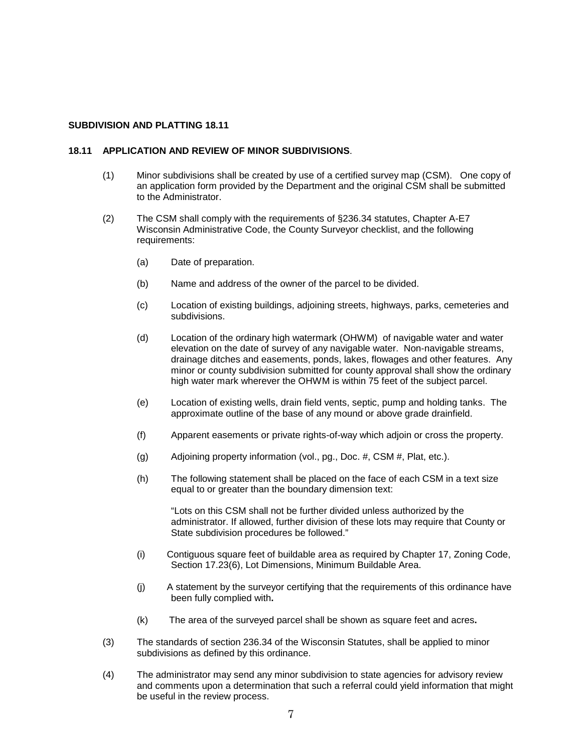**SUBDIVISION AND PLATTING 18.11**

## 18.11 APPLICATION AND REVIEW OF MINOR SUBDIVISIONS.

(1) Minor subdivisions shall be created by use of a certified survey map (CSM). One copy of an application form provided by the Department and the original CSM shall be submitted to the Administrator.

(2) The CSM shall comply with the requirements of §236.34 statutes, Chapter A-E7 Wisconsin Administrative Code, the County Surveyor checklist, and the following requirements:

(a) Date of preparation.

(b) Name and address of the owner of the parcel to be divided.

(c) Location of existing buildings, adjoining streets, highways, parks, cemeteries and subdivisions.

(d) Location of the ordinary high watermark (OHWM) of navigable water and water elevation on the date of survey of any navigable water. Non-navigable streams, drainage ditches and easements, ponds, lakes, flowages and other features. Any minor or county subdivision submitted for county approval shall show the ordinary high water mark wherever the OHWM is within 75 feet of the subject parcel.

(e) Location of existing wells, drain field vents, septic, pump and holding tanks. The approximate outline of the base of any mound or above grade drainfield.

(f) Apparent easements or private rights-of-way which adjoin or cross the property.

(g) Adjoining property information (vol., pg., Doc. #, CSM #, Plat, etc.).

(h) The following statement shall be placed on the face of each CSM in a text size equal to or greater than the boundary dimension text:

"Lots on this CSM shall not be further divided unless authorized by the administrator. If allowed, further division of these lots may require that County or State subdivision procedures be followed."

(i) Contiguous square feet of buildable area as required by Chapter 17, Zoning Code, Section 17.23(6), Lot Dimensions, Minimum Buildable Area.

(j) A statement by the surveyor certifying that the requirements of this ordinance have been fully complied with**.**

(k) The area of the surveyed parcel shall be shown as square feet and acres**.**

(3) The standards of section 236.34 of the Wisconsin Statutes, shall be applied to minor subdivisions as defined by this ordinance.

(4) The administrator may send any minor subdivision to state agencies for advisory review and comments upon a determination that such a referral could yield information that might be useful in the review process.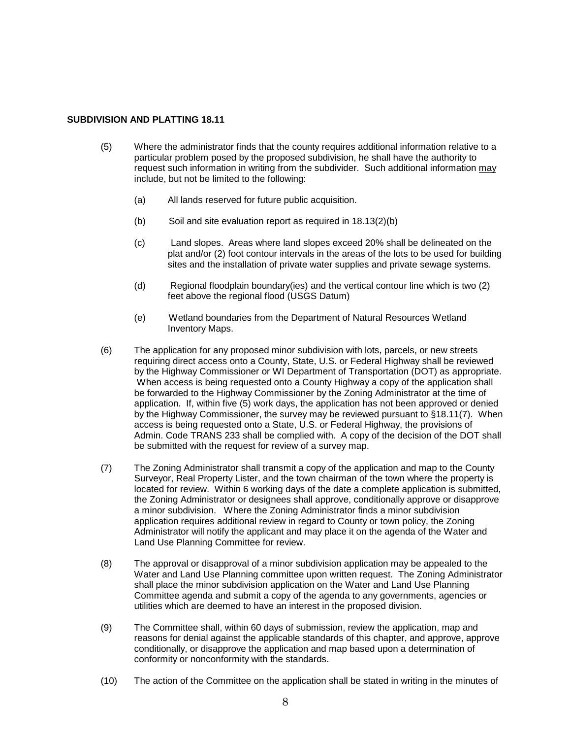**SUBDIVISION AND PLATTING 18.11**

(5) Where the administrator finds that the county requires additional information relative to a particular problem posed by the proposed subdivision, he shall have the authority to request such information in writing from the subdivider. Such additional information <u>may</u> include, but not be limited to the following:

   (a) All lands reserved for future public acquisition.

   (b) Soil and site evaluation report as required in 18.13(2)(b)

   (c) Land slopes. Areas where land slopes exceed 20% shall be delineated on the plat and/or (2) foot contour intervals in the areas of the lots to be used for building sites and the installation of private water supplies and private sewage systems.

   (d) Regional floodplain boundary(ies) and the vertical contour line which is two (2) feet above the regional flood (USGS Datum)

   (e) Wetland boundaries from the Department of Natural Resources Wetland Inventory Maps.

(6) The application for any proposed minor subdivision with lots, parcels, or new streets requiring direct access onto a County, State, U.S. or Federal Highway shall be reviewed by the Highway Commissioner or WI Department of Transportation (DOT) as appropriate. When access is being requested onto a County Highway a copy of the application shall be forwarded to the Highway Commissioner by the Zoning Administrator at the time of application. If, within five (5) work days, the application has not been approved or denied by the Highway Commissioner, the survey may be reviewed pursuant to §18.11(7). When access is being requested onto a State, U.S. or Federal Highway, the provisions of Admin. Code TRANS 233 shall be complied with. A copy of the decision of the DOT shall be submitted with the request for review of a survey map.

(7) The Zoning Administrator shall transmit a copy of the application and map to the County Surveyor, Real Property Lister, and the town chairman of the town where the property is located for review. Within 6 working days of the date a complete application is submitted, the Zoning Administrator or designees shall approve, conditionally approve or disapprove a minor subdivision. Where the Zoning Administrator finds a minor subdivision application requires additional review in regard to County or town policy, the Zoning Administrator will notify the applicant and may place it on the agenda of the Water and Land Use Planning Committee for review.

(8) The approval or disapproval of a minor subdivision application may be appealed to the Water and Land Use Planning committee upon written request. The Zoning Administrator shall place the minor subdivision application on the Water and Land Use Planning Committee agenda and submit a copy of the agenda to any governments, agencies or utilities which are deemed to have an interest in the proposed division.

(9) The Committee shall, within 60 days of submission, review the application, map and reasons for denial against the applicable standards of this chapter, and approve, approve conditionally, or disapprove the application and map based upon a determination of conformity or nonconformity with the standards.

(10) The action of the Committee on the application shall be stated in writing in the minutes of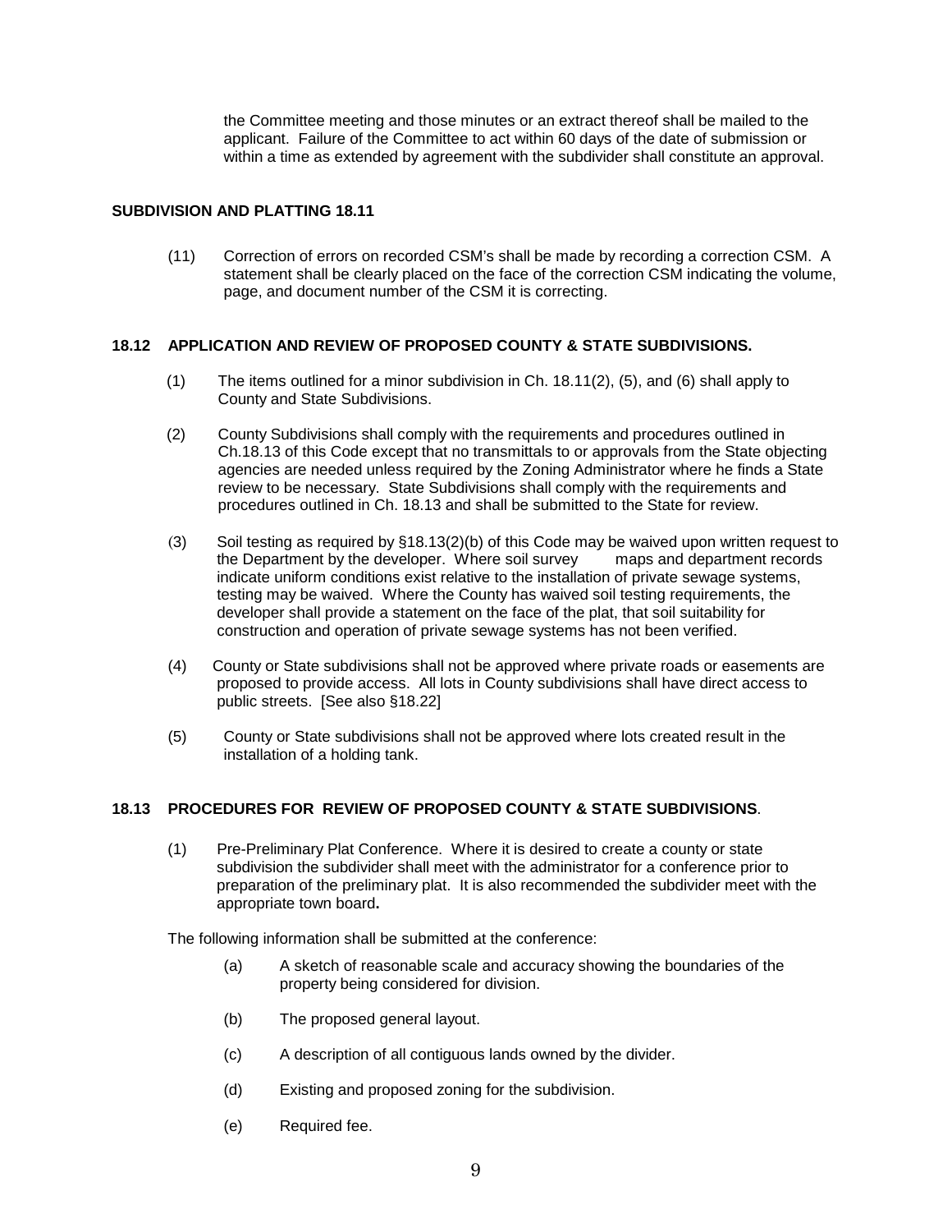the Committee meeting and those minutes or an extract thereof shall be mailed to the applicant. Failure of the Committee to act within 60 days of the date of submission or within a time as extended by agreement with the subdivider shall constitute an approval.

**SUBDIVISION AND PLATTING 18.11**

(11) Correction of errors on recorded CSM's shall be made by recording a correction CSM. A statement shall be clearly placed on the face of the correction CSM indicating the volume, page, and document number of the CSM it is correcting.

## 18.12 APPLICATION AND REVIEW OF PROPOSED COUNTY & STATE SUBDIVISIONS.

(1) The items outlined for a minor subdivision in Ch. 18.11(2), (5), and (6) shall apply to County and State Subdivisions.

(2) County Subdivisions shall comply with the requirements and procedures outlined in Ch.18.13 of this Code except that no transmittals to or approvals from the State objecting agencies are needed unless required by the Zoning Administrator where he finds a State review to be necessary. State Subdivisions shall comply with the requirements and procedures outlined in Ch. 18.13 and shall be submitted to the State for review.

(3) Soil testing as required by §18.13(2)(b) of this Code may be waived upon written request to the Department by the developer. Where soil survey maps and department records indicate uniform conditions exist relative to the installation of private sewage systems, testing may be waived. Where the County has waived soil testing requirements, the developer shall provide a statement on the face of the plat, that soil suitability for construction and operation of private sewage systems has not been verified.

(4) County or State subdivisions shall not be approved where private roads or easements are proposed to provide access. All lots in County subdivisions shall have direct access to public streets. [See also §18.22]

(5) County or State subdivisions shall not be approved where lots created result in the installation of a holding tank.

## 18.13 PROCEDURES FOR REVIEW OF PROPOSED COUNTY & STATE SUBDIVISIONS.

(1) Pre-Preliminary Plat Conference. Where it is desired to create a county or state subdivision the subdivider shall meet with the administrator for a conference prior to preparation of the preliminary plat. It is also recommended the subdivider meet with the appropriate town board**.**

The following information shall be submitted at the conference:

(a) A sketch of reasonable scale and accuracy showing the boundaries of the property being considered for division.

(b) The proposed general layout.

(c) A description of all contiguous lands owned by the divider.

(d) Existing and proposed zoning for the subdivision.

(e) Required fee.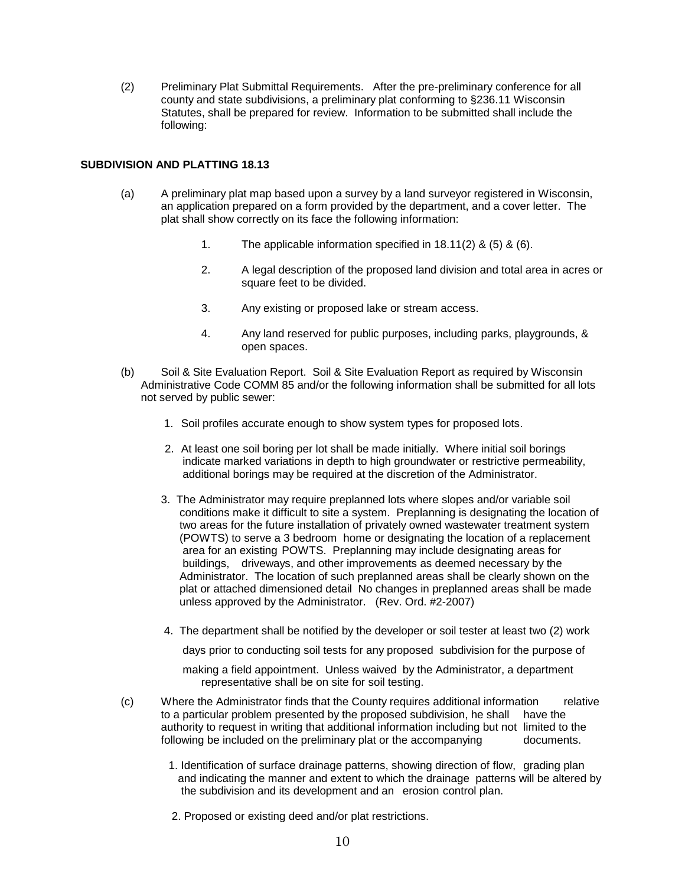(2) Preliminary Plat Submittal Requirements. After the pre-preliminary conference for all county and state subdivisions, a preliminary plat conforming to §236.11 Wisconsin Statutes, shall be prepared for review. Information to be submitted shall include the following:

**SUBDIVISION AND PLATTING 18.13**

(a) A preliminary plat map based upon a survey by a land surveyor registered in Wisconsin, an application prepared on a form provided by the department, and a cover letter. The plat shall show correctly on its face the following information:

1. The applicable information specified in 18.11(2) & (5) & (6).

2. A legal description of the proposed land division and total area in acres or square feet to be divided.

3. Any existing or proposed lake or stream access.

4. Any land reserved for public purposes, including parks, playgrounds, & open spaces.

(b) Soil & Site Evaluation Report. Soil & Site Evaluation Report as required by Wisconsin Administrative Code COMM 85 and/or the following information shall be submitted for all lots not served by public sewer:

1. Soil profiles accurate enough to show system types for proposed lots.

2. At least one soil boring per lot shall be made initially. Where initial soil borings indicate marked variations in depth to high groundwater or restrictive permeability, additional borings may be required at the discretion of the Administrator.

3. The Administrator may require preplanned lots where slopes and/or variable soil conditions make it difficult to site a system. Preplanning is designating the location of two areas for the future installation of privately owned wastewater treatment system (POWTS) to serve a 3 bedroom home or designating the location of a replacement area for an existing POWTS. Preplanning may include designating areas for buildings, driveways, and other improvements as deemed necessary by the Administrator. The location of such preplanned areas shall be clearly shown on the plat or attached dimensioned detail No changes in preplanned areas shall be made unless approved by the Administrator. (Rev. Ord. #2-2007)

4. The department shall be notified by the developer or soil tester at least two (2) work days prior to conducting soil tests for any proposed subdivision for the purpose of making a field appointment. Unless waived by the Administrator, a department representative shall be on site for soil testing.

(c) Where the Administrator finds that the County requires additional information relative to a particular problem presented by the proposed subdivision, he shall have the authority to request in writing that additional information including but not limited to the following be included on the preliminary plat or the accompanying documents.

1. Identification of surface drainage patterns, showing direction of flow, grading plan and indicating the manner and extent to which the drainage patterns will be altered by the subdivision and its development and an erosion control plan.

2. Proposed or existing deed and/or plat restrictions.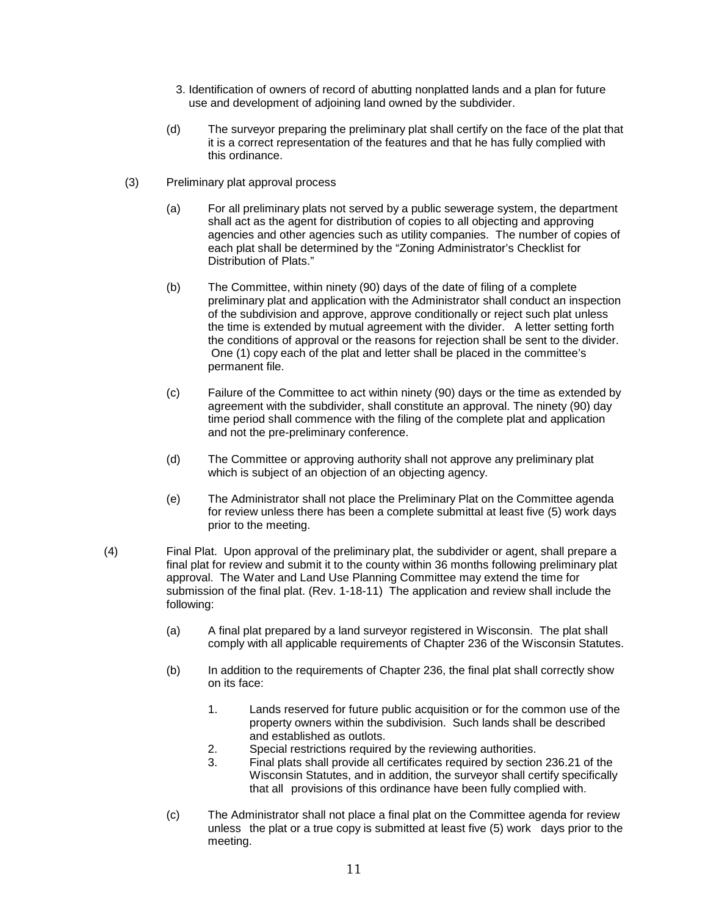3. Identification of owners of record of abutting nonplatted lands and a plan for future use and development of adjoining land owned by the subdivider.

(d) The surveyor preparing the preliminary plat shall certify on the face of the plat that it is a correct representation of the features and that he has fully complied with this ordinance.

(3) Preliminary plat approval process

(a) For all preliminary plats not served by a public sewerage system, the department shall act as the agent for distribution of copies to all objecting and approving agencies and other agencies such as utility companies. The number of copies of each plat shall be determined by the "Zoning Administrator's Checklist for Distribution of Plats."

(b) The Committee, within ninety (90) days of the date of filing of a complete preliminary plat and application with the Administrator shall conduct an inspection of the subdivision and approve, approve conditionally or reject such plat unless the time is extended by mutual agreement with the divider. A letter setting forth the conditions of approval or the reasons for rejection shall be sent to the divider. One (1) copy each of the plat and letter shall be placed in the committee's permanent file.

(c) Failure of the Committee to act within ninety (90) days or the time as extended by agreement with the subdivider, shall constitute an approval. The ninety (90) day time period shall commence with the filing of the complete plat and application and not the pre-preliminary conference.

(d) The Committee or approving authority shall not approve any preliminary plat which is subject of an objection of an objecting agency.

(e) The Administrator shall not place the Preliminary Plat on the Committee agenda for review unless there has been a complete submittal at least five (5) work days prior to the meeting.

(4) Final Plat. Upon approval of the preliminary plat, the subdivider or agent, shall prepare a final plat for review and submit it to the county within 36 months following preliminary plat approval. The Water and Land Use Planning Committee may extend the time for submission of the final plat. (Rev. 1-18-11) The application and review shall include the following:

(a) A final plat prepared by a land surveyor registered in Wisconsin. The plat shall comply with all applicable requirements of Chapter 236 of the Wisconsin Statutes.

(b) In addition to the requirements of Chapter 236, the final plat shall correctly show on its face:

1. Lands reserved for future public acquisition or for the common use of the property owners within the subdivision. Such lands shall be described and established as outlots.
2. Special restrictions required by the reviewing authorities.
3. Final plats shall provide all certificates required by section 236.21 of the Wisconsin Statutes, and in addition, the surveyor shall certify specifically that all provisions of this ordinance have been fully complied with.

(c) The Administrator shall not place a final plat on the Committee agenda for review unless the plat or a true copy is submitted at least five (5) work days prior to the meeting.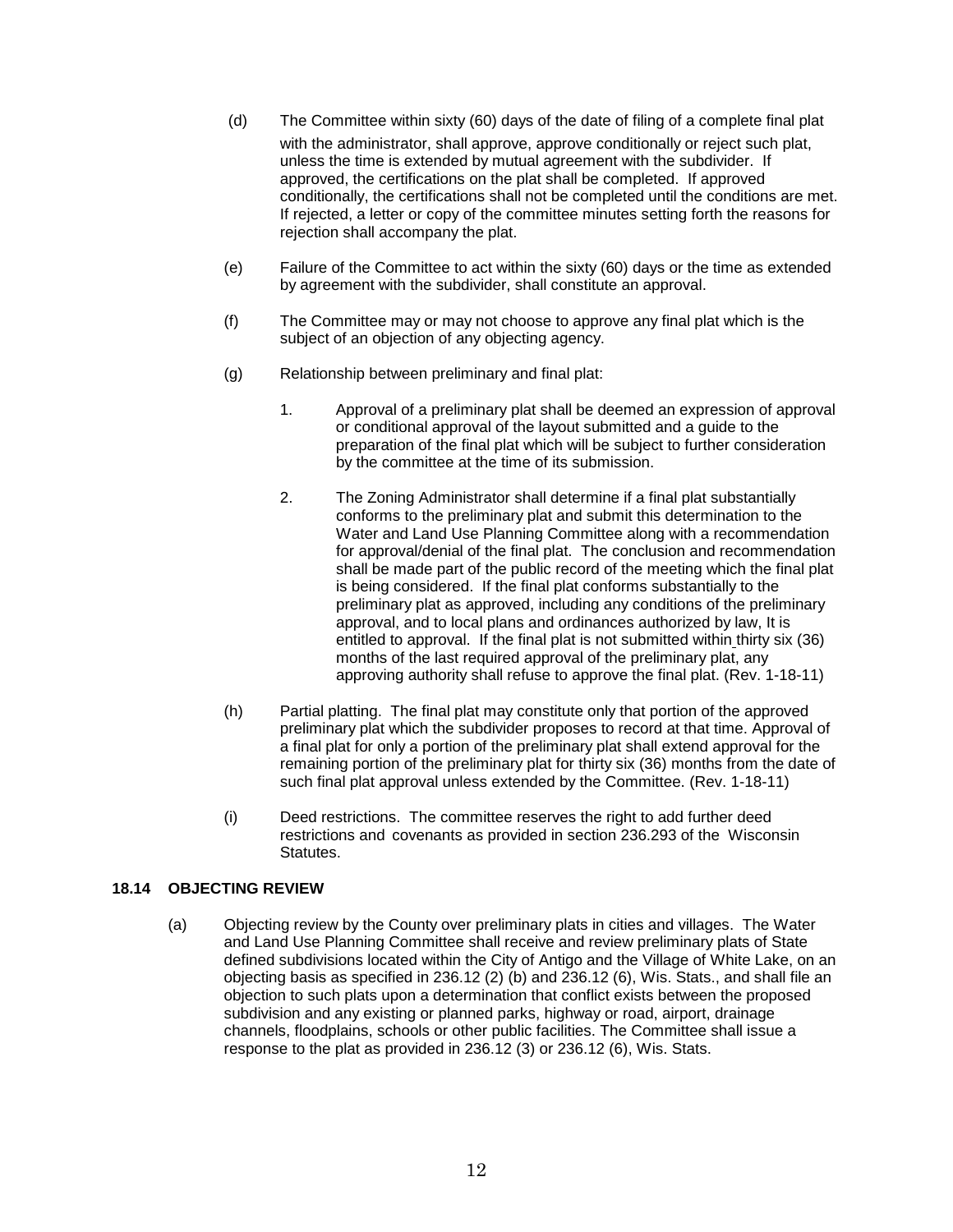(d) The Committee within sixty (60) days of the date of filing of a complete final plat with the administrator, shall approve, approve conditionally or reject such plat, unless the time is extended by mutual agreement with the subdivider. If approved, the certifications on the plat shall be completed. If approved conditionally, the certifications shall not be completed until the conditions are met. If rejected, a letter or copy of the committee minutes setting forth the reasons for rejection shall accompany the plat.

(e) Failure of the Committee to act within the sixty (60) days or the time as extended by agreement with the subdivider, shall constitute an approval.

(f) The Committee may or may not choose to approve any final plat which is the subject of an objection of any objecting agency.

(g) Relationship between preliminary and final plat:

1. Approval of a preliminary plat shall be deemed an expression of approval or conditional approval of the layout submitted and a guide to the preparation of the final plat which will be subject to further consideration by the committee at the time of its submission.

2. The Zoning Administrator shall determine if a final plat substantially conforms to the preliminary plat and submit this determination to the Water and Land Use Planning Committee along with a recommendation for approval/denial of the final plat. The conclusion and recommendation shall be made part of the public record of the meeting which the final plat is being considered. If the final plat conforms substantially to the preliminary plat as approved, including any conditions of the preliminary approval, and to local plans and ordinances authorized by law, It is entitled to approval. If the final plat is not submitted within thirty six (36) months of the last required approval of the preliminary plat, any approving authority shall refuse to approve the final plat. (Rev. 1-18-11)

(h) Partial platting. The final plat may constitute only that portion of the approved preliminary plat which the subdivider proposes to record at that time. Approval of a final plat for only a portion of the preliminary plat shall extend approval for the remaining portion of the preliminary plat for thirty six (36) months from the date of such final plat approval unless extended by the Committee. (Rev. 1-18-11)

(i) Deed restrictions. The committee reserves the right to add further deed restrictions and covenants as provided in section 236.293 of the Wisconsin Statutes.

## 18.14 OBJECTING REVIEW

(a) Objecting review by the County over preliminary plats in cities and villages. The Water and Land Use Planning Committee shall receive and review preliminary plats of State defined subdivisions located within the City of Antigo and the Village of White Lake, on an objecting basis as specified in 236.12 (2) (b) and 236.12 (6), Wis. Stats., and shall file an objection to such plats upon a determination that conflict exists between the proposed subdivision and any existing or planned parks, highway or road, airport, drainage channels, floodplains, schools or other public facilities. The Committee shall issue a response to the plat as provided in 236.12 (3) or 236.12 (6), Wis. Stats.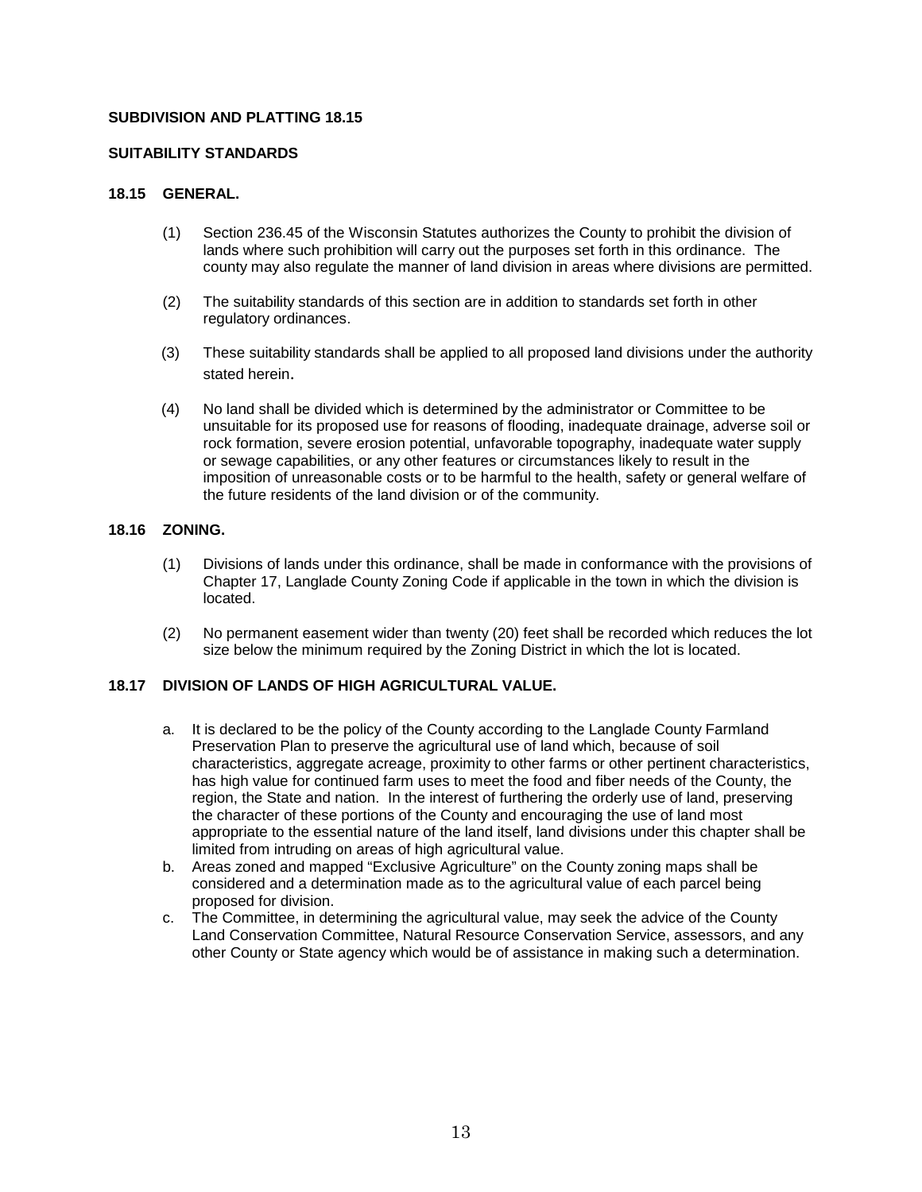**SUBDIVISION AND PLATTING 18.15**

**SUITABILITY STANDARDS**

**18.15 GENERAL.**

(1) Section 236.45 of the Wisconsin Statutes authorizes the County to prohibit the division of lands where such prohibition will carry out the purposes set forth in this ordinance. The county may also regulate the manner of land division in areas where divisions are permitted.

(2) The suitability standards of this section are in addition to standards set forth in other regulatory ordinances.

(3) These suitability standards shall be applied to all proposed land divisions under the authority stated herein.

(4) No land shall be divided which is determined by the administrator or Committee to be unsuitable for its proposed use for reasons of flooding, inadequate drainage, adverse soil or rock formation, severe erosion potential, unfavorable topography, inadequate water supply or sewage capabilities, or any other features or circumstances likely to result in the imposition of unreasonable costs or to be harmful to the health, safety or general welfare of the future residents of the land division or of the community.

**18.16 ZONING.**

(1) Divisions of lands under this ordinance, shall be made in conformance with the provisions of Chapter 17, Langlade County Zoning Code if applicable in the town in which the division is located.

(2) No permanent easement wider than twenty (20) feet shall be recorded which reduces the lot size below the minimum required by the Zoning District in which the lot is located.

**18.17 DIVISION OF LANDS OF HIGH AGRICULTURAL VALUE.**

a. It is declared to be the policy of the County according to the Langlade County Farmland Preservation Plan to preserve the agricultural use of land which, because of soil characteristics, aggregate acreage, proximity to other farms or other pertinent characteristics, has high value for continued farm uses to meet the food and fiber needs of the County, the region, the State and nation. In the interest of furthering the orderly use of land, preserving the character of these portions of the County and encouraging the use of land most appropriate to the essential nature of the land itself, land divisions under this chapter shall be limited from intruding on areas of high agricultural value.

b. Areas zoned and mapped "Exclusive Agriculture" on the County zoning maps shall be considered and a determination made as to the agricultural value of each parcel being proposed for division.

c. The Committee, in determining the agricultural value, may seek the advice of the County Land Conservation Committee, Natural Resource Conservation Service, assessors, and any other County or State agency which would be of assistance in making such a determination.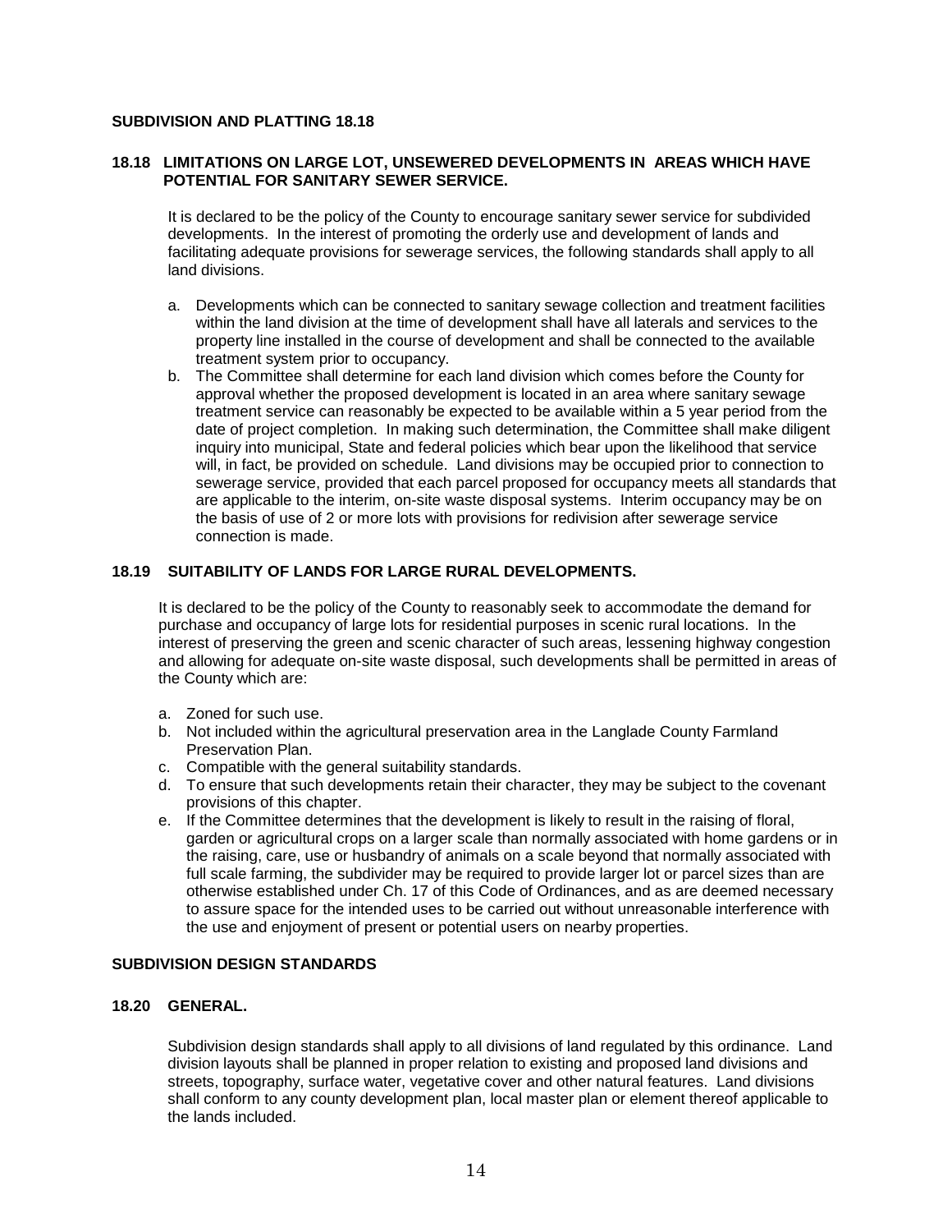**SUBDIVISION AND PLATTING 18.18**

### 18.18 LIMITATIONS ON LARGE LOT, UNSEWERED DEVELOPMENTS IN AREAS WHICH HAVE POTENTIAL FOR SANITARY SEWER SERVICE.

It is declared to be the policy of the County to encourage sanitary sewer service for subdivided developments. In the interest of promoting the orderly use and development of lands and facilitating adequate provisions for sewerage services, the following standards shall apply to all land divisions.

a. Developments which can be connected to sanitary sewage collection and treatment facilities within the land division at the time of development shall have all laterals and services to the property line installed in the course of development and shall be connected to the available treatment system prior to occupancy.
b. The Committee shall determine for each land division which comes before the County for approval whether the proposed development is located in an area where sanitary sewage treatment service can reasonably be expected to be available within a 5 year period from the date of project completion. In making such determination, the Committee shall make diligent inquiry into municipal, State and federal policies which bear upon the likelihood that service will, in fact, be provided on schedule. Land divisions may be occupied prior to connection to sewerage service, provided that each parcel proposed for occupancy meets all standards that are applicable to the interim, on-site waste disposal systems. Interim occupancy may be on the basis of use of 2 or more lots with provisions for redivision after sewerage service connection is made.

### 18.19 SUITABILITY OF LANDS FOR LARGE RURAL DEVELOPMENTS.

It is declared to be the policy of the County to reasonably seek to accommodate the demand for purchase and occupancy of large lots for residential purposes in scenic rural locations. In the interest of preserving the green and scenic character of such areas, lessening highway congestion and allowing for adequate on-site waste disposal, such developments shall be permitted in areas of the County which are:

a. Zoned for such use.
b. Not included within the agricultural preservation area in the Langlade County Farmland Preservation Plan.
c. Compatible with the general suitability standards.
d. To ensure that such developments retain their character, they may be subject to the covenant provisions of this chapter.
e. If the Committee determines that the development is likely to result in the raising of floral, garden or agricultural crops on a larger scale than normally associated with home gardens or in the raising, care, use or husbandry of animals on a scale beyond that normally associated with full scale farming, the subdivider may be required to provide larger lot or parcel sizes than are otherwise established under Ch. 17 of this Code of Ordinances, and as are deemed necessary to assure space for the intended uses to be carried out without unreasonable interference with the use and enjoyment of present or potential users on nearby properties.

## SUBDIVISION DESIGN STANDARDS

### 18.20 GENERAL.

Subdivision design standards shall apply to all divisions of land regulated by this ordinance. Land division layouts shall be planned in proper relation to existing and proposed land divisions and streets, topography, surface water, vegetative cover and other natural features. Land divisions shall conform to any county development plan, local master plan or element thereof applicable to the lands included.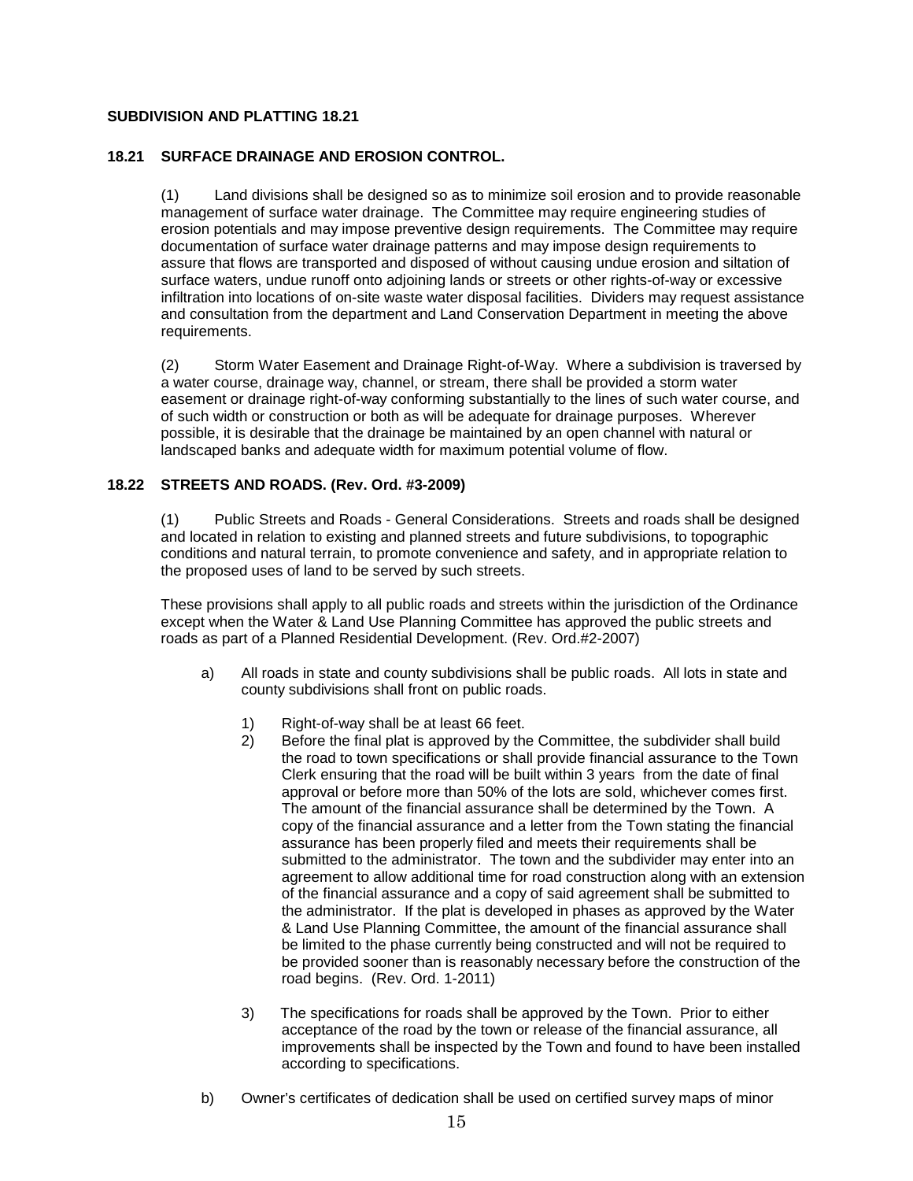**18.21 SURFACE DRAINAGE AND EROSION CONTROL.**

(1) Land divisions shall be designed so as to minimize soil erosion and to provide reasonable management of surface water drainage. The Committee may require engineering studies of erosion potentials and may impose preventive design requirements. The Committee may require documentation of surface water drainage patterns and may impose design requirements to assure that flows are transported and disposed of without causing undue erosion and siltation of surface waters, undue runoff onto adjoining lands or streets or other rights-of-way or excessive infiltration into locations of on-site waste water disposal facilities. Dividers may request assistance and consultation from the department and Land Conservation Department in meeting the above requirements.

(2) Storm Water Easement and Drainage Right-of-Way. Where a subdivision is traversed by a water course, drainage way, channel, or stream, there shall be provided a storm water easement or drainage right-of-way conforming substantially to the lines of such water course, and of such width or construction or both as will be adequate for drainage purposes. Wherever possible, it is desirable that the drainage be maintained by an open channel with natural or landscaped banks and adequate width for maximum potential volume of flow.

**18.22 STREETS AND ROADS. (Rev. Ord. #3-2009)**

(1) Public Streets and Roads - General Considerations. Streets and roads shall be designed and located in relation to existing and planned streets and future subdivisions, to topographic conditions and natural terrain, to promote convenience and safety, and in appropriate relation to the proposed uses of land to be served by such streets.

These provisions shall apply to all public roads and streets within the jurisdiction of the Ordinance except when the Water & Land Use Planning Committee has approved the public streets and roads as part of a Planned Residential Development. (Rev. Ord.#2-2007)

a) All roads in state and county subdivisions shall be public roads. All lots in state and county subdivisions shall front on public roads.

   1) Right-of-way shall be at least 66 feet.
   2) Before the final plat is approved by the Committee, the subdivider shall build the road to town specifications or shall provide financial assurance to the Town Clerk ensuring that the road will be built within 3 years from the date of final approval or before more than 50% of the lots are sold, whichever comes first. The amount of the financial assurance shall be determined by the Town. A copy of the financial assurance and a letter from the Town stating the financial assurance has been properly filed and meets their requirements shall be submitted to the administrator. The town and the subdivider may enter into an agreement to allow additional time for road construction along with an extension of the financial assurance and a copy of said agreement shall be submitted to the administrator. If the plat is developed in phases as approved by the Water & Land Use Planning Committee, the amount of the financial assurance shall be limited to the phase currently being constructed and will not be required to be provided sooner than is reasonably necessary before the construction of the road begins. (Rev. Ord. 1-2011)
   3) The specifications for roads shall be approved by the Town. Prior to either acceptance of the road by the town or release of the financial assurance, all improvements shall be inspected by the Town and found to have been installed according to specifications.

b) Owner's certificates of dedication shall be used on certified survey maps of minor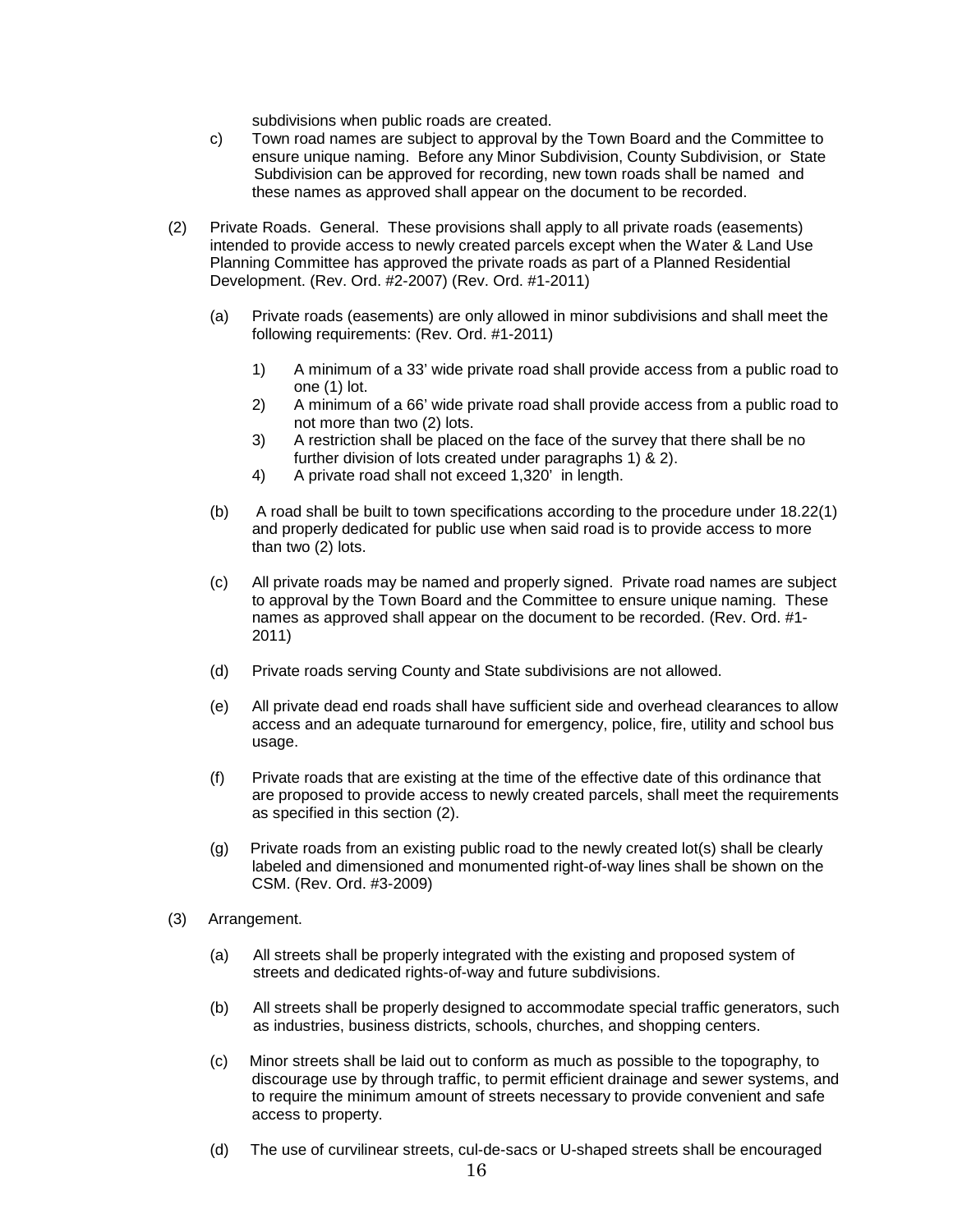subdivisions when public roads are created.

c) Town road names are subject to approval by the Town Board and the Committee to ensure unique naming. Before any Minor Subdivision, County Subdivision, or State Subdivision can be approved for recording, new town roads shall be named and these names as approved shall appear on the document to be recorded.

(2) Private Roads. General. These provisions shall apply to all private roads (easements) intended to provide access to newly created parcels except when the Water & Land Use Planning Committee has approved the private roads as part of a Planned Residential Development. (Rev. Ord. #2-2007) (Rev. Ord. #1-2011)

(a) Private roads (easements) are only allowed in minor subdivisions and shall meet the following requirements: (Rev. Ord. #1-2011)

1) A minimum of a 33' wide private road shall provide access from a public road to one (1) lot.
2) A minimum of a 66' wide private road shall provide access from a public road to not more than two (2) lots.
3) A restriction shall be placed on the face of the survey that there shall be no further division of lots created under paragraphs 1) & 2).
4) A private road shall not exceed 1,320' in length.

(b) A road shall be built to town specifications according to the procedure under 18.22(1) and properly dedicated for public use when said road is to provide access to more than two (2) lots.

(c) All private roads may be named and properly signed. Private road names are subject to approval by the Town Board and the Committee to ensure unique naming. These names as approved shall appear on the document to be recorded. (Rev. Ord. #1-2011)

(d) Private roads serving County and State subdivisions are not allowed.

(e) All private dead end roads shall have sufficient side and overhead clearances to allow access and an adequate turnaround for emergency, police, fire, utility and school bus usage.

(f) Private roads that are existing at the time of the effective date of this ordinance that are proposed to provide access to newly created parcels, shall meet the requirements as specified in this section (2).

(g) Private roads from an existing public road to the newly created lot(s) shall be clearly labeled and dimensioned and monumented right-of-way lines shall be shown on the CSM. (Rev. Ord. #3-2009)

(3) Arrangement.

(a) All streets shall be properly integrated with the existing and proposed system of streets and dedicated rights-of-way and future subdivisions.

(b) All streets shall be properly designed to accommodate special traffic generators, such as industries, business districts, schools, churches, and shopping centers.

(c) Minor streets shall be laid out to conform as much as possible to the topography, to discourage use by through traffic, to permit efficient drainage and sewer systems, and to require the minimum amount of streets necessary to provide convenient and safe access to property.

(d) The use of curvilinear streets, cul-de-sacs or U-shaped streets shall be encouraged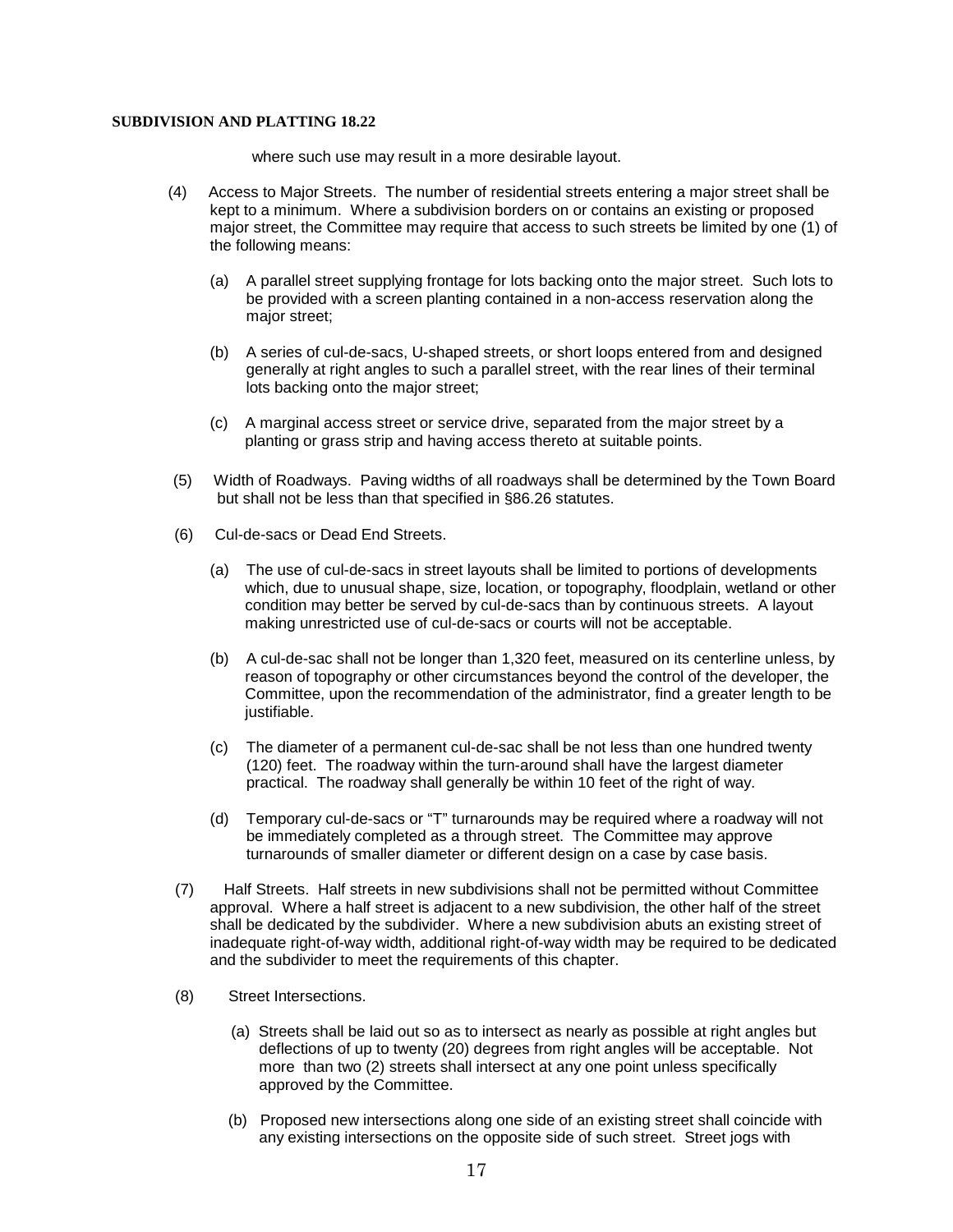where such use may result in a more desirable layout.

(4) Access to Major Streets. The number of residential streets entering a major street shall be kept to a minimum. Where a subdivision borders on or contains an existing or proposed major street, the Committee may require that access to such streets be limited by one (1) of the following means:

(a) A parallel street supplying frontage for lots backing onto the major street. Such lots to be provided with a screen planting contained in a non-access reservation along the major street;

(b) A series of cul-de-sacs, U-shaped streets, or short loops entered from and designed generally at right angles to such a parallel street, with the rear lines of their terminal lots backing onto the major street;

(c) A marginal access street or service drive, separated from the major street by a planting or grass strip and having access thereto at suitable points.

(5) Width of Roadways. Paving widths of all roadways shall be determined by the Town Board but shall not be less than that specified in §86.26 statutes.

(6) Cul-de-sacs or Dead End Streets.

(a) The use of cul-de-sacs in street layouts shall be limited to portions of developments which, due to unusual shape, size, location, or topography, floodplain, wetland or other condition may better be served by cul-de-sacs than by continuous streets. A layout making unrestricted use of cul-de-sacs or courts will not be acceptable.

(b) A cul-de-sac shall not be longer than 1,320 feet, measured on its centerline unless, by reason of topography or other circumstances beyond the control of the developer, the Committee, upon the recommendation of the administrator, find a greater length to be justifiable.

(c) The diameter of a permanent cul-de-sac shall be not less than one hundred twenty (120) feet. The roadway within the turn-around shall have the largest diameter practical. The roadway shall generally be within 10 feet of the right of way.

(d) Temporary cul-de-sacs or "T" turnarounds may be required where a roadway will not be immediately completed as a through street. The Committee may approve turnarounds of smaller diameter or different design on a case by case basis.

(7) Half Streets. Half streets in new subdivisions shall not be permitted without Committee approval. Where a half street is adjacent to a new subdivision, the other half of the street shall be dedicated by the subdivider. Where a new subdivision abuts an existing street of inadequate right-of-way width, additional right-of-way width may be required to be dedicated and the subdivider to meet the requirements of this chapter.

(8) Street Intersections.

(a) Streets shall be laid out so as to intersect as nearly as possible at right angles but deflections of up to twenty (20) degrees from right angles will be acceptable. Not more than two (2) streets shall intersect at any one point unless specifically approved by the Committee.

(b) Proposed new intersections along one side of an existing street shall coincide with any existing intersections on the opposite side of such street. Street jogs with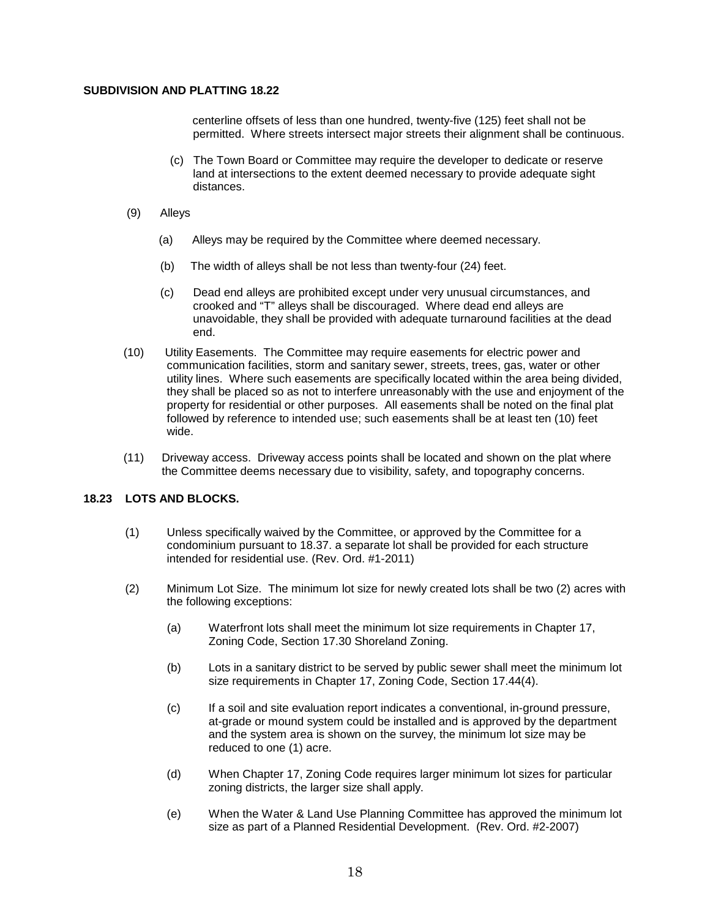centerline offsets of less than one hundred, twenty-five (125) feet shall not be permitted. Where streets intersect major streets their alignment shall be continuous.

(c) The Town Board or Committee may require the developer to dedicate or reserve land at intersections to the extent deemed necessary to provide adequate sight distances.

(9) Alleys

(a) Alleys may be required by the Committee where deemed necessary.

(b) The width of alleys shall be not less than twenty-four (24) feet.

(c) Dead end alleys are prohibited except under very unusual circumstances, and crooked and "T" alleys shall be discouraged. Where dead end alleys are unavoidable, they shall be provided with adequate turnaround facilities at the dead end.

(10) Utility Easements. The Committee may require easements for electric power and communication facilities, storm and sanitary sewer, streets, trees, gas, water or other utility lines. Where such easements are specifically located within the area being divided, they shall be placed so as not to interfere unreasonably with the use and enjoyment of the property for residential or other purposes. All easements shall be noted on the final plat followed by reference to intended use; such easements shall be at least ten (10) feet wide.

(11) Driveway access. Driveway access points shall be located and shown on the plat where the Committee deems necessary due to visibility, safety, and topography concerns.

## 18.23 LOTS AND BLOCKS.

(1) Unless specifically waived by the Committee, or approved by the Committee for a condominium pursuant to 18.37. a separate lot shall be provided for each structure intended for residential use. (Rev. Ord. #1-2011)

(2) Minimum Lot Size. The minimum lot size for newly created lots shall be two (2) acres with the following exceptions:

(a) Waterfront lots shall meet the minimum lot size requirements in Chapter 17, Zoning Code, Section 17.30 Shoreland Zoning.

(b) Lots in a sanitary district to be served by public sewer shall meet the minimum lot size requirements in Chapter 17, Zoning Code, Section 17.44(4).

(c) If a soil and site evaluation report indicates a conventional, in-ground pressure, at-grade or mound system could be installed and is approved by the department and the system area is shown on the survey, the minimum lot size may be reduced to one (1) acre.

(d) When Chapter 17, Zoning Code requires larger minimum lot sizes for particular zoning districts, the larger size shall apply.

(e) When the Water & Land Use Planning Committee has approved the minimum lot size as part of a Planned Residential Development. (Rev. Ord. #2-2007)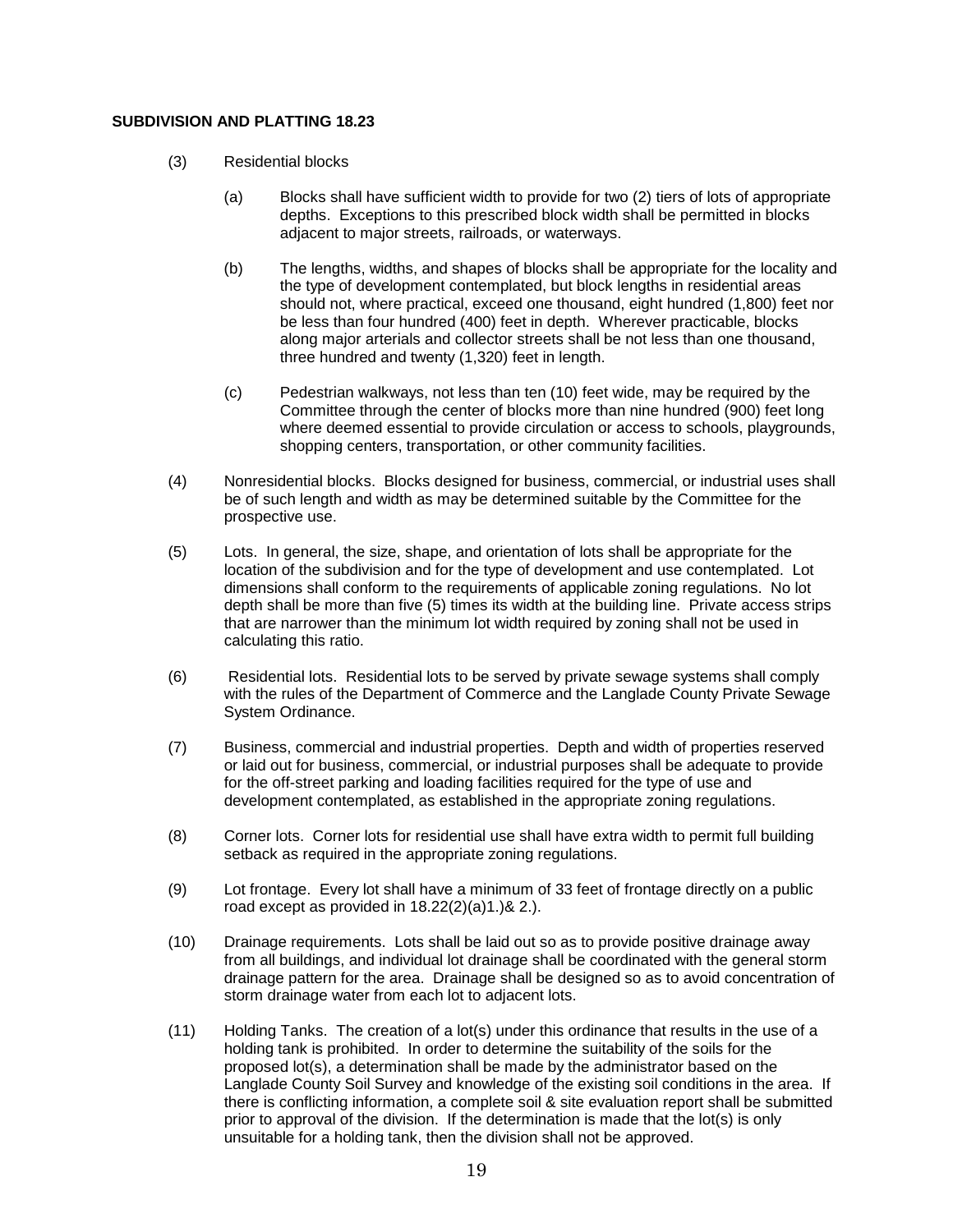**SUBDIVISION AND PLATTING 18.23**

(3) Residential blocks

(a) Blocks shall have sufficient width to provide for two (2) tiers of lots of appropriate depths. Exceptions to this prescribed block width shall be permitted in blocks adjacent to major streets, railroads, or waterways.

(b) The lengths, widths, and shapes of blocks shall be appropriate for the locality and the type of development contemplated, but block lengths in residential areas should not, where practical, exceed one thousand, eight hundred (1,800) feet nor be less than four hundred (400) feet in depth. Wherever practicable, blocks along major arterials and collector streets shall be not less than one thousand, three hundred and twenty (1,320) feet in length.

(c) Pedestrian walkways, not less than ten (10) feet wide, may be required by the Committee through the center of blocks more than nine hundred (900) feet long where deemed essential to provide circulation or access to schools, playgrounds, shopping centers, transportation, or other community facilities.

(4) Nonresidential blocks. Blocks designed for business, commercial, or industrial uses shall be of such length and width as may be determined suitable by the Committee for the prospective use.

(5) Lots. In general, the size, shape, and orientation of lots shall be appropriate for the location of the subdivision and for the type of development and use contemplated. Lot dimensions shall conform to the requirements of applicable zoning regulations. No lot depth shall be more than five (5) times its width at the building line. Private access strips that are narrower than the minimum lot width required by zoning shall not be used in calculating this ratio.

(6) Residential lots. Residential lots to be served by private sewage systems shall comply with the rules of the Department of Commerce and the Langlade County Private Sewage System Ordinance.

(7) Business, commercial and industrial properties. Depth and width of properties reserved or laid out for business, commercial, or industrial purposes shall be adequate to provide for the off-street parking and loading facilities required for the type of use and development contemplated, as established in the appropriate zoning regulations.

(8) Corner lots. Corner lots for residential use shall have extra width to permit full building setback as required in the appropriate zoning regulations.

(9) Lot frontage. Every lot shall have a minimum of 33 feet of frontage directly on a public road except as provided in 18.22(2)(a)1.)& 2.).

(10) Drainage requirements. Lots shall be laid out so as to provide positive drainage away from all buildings, and individual lot drainage shall be coordinated with the general storm drainage pattern for the area. Drainage shall be designed so as to avoid concentration of storm drainage water from each lot to adjacent lots.

(11) Holding Tanks. The creation of a lot(s) under this ordinance that results in the use of a holding tank is prohibited. In order to determine the suitability of the soils for the proposed lot(s), a determination shall be made by the administrator based on the Langlade County Soil Survey and knowledge of the existing soil conditions in the area. If there is conflicting information, a complete soil & site evaluation report shall be submitted prior to approval of the division. If the determination is made that the lot(s) is only unsuitable for a holding tank, then the division shall not be approved.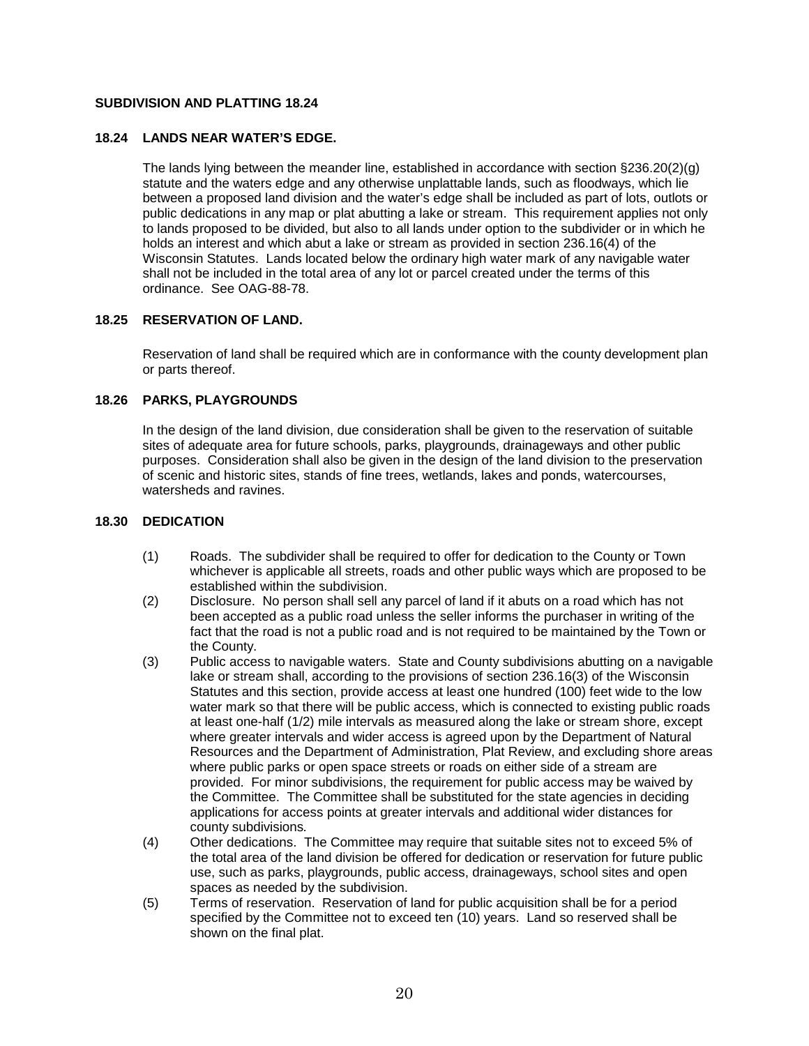## 18.24 LANDS NEAR WATER'S EDGE.

The lands lying between the meander line, established in accordance with section §236.20(2)(g) statute and the waters edge and any otherwise unplattable lands, such as floodways, which lie between a proposed land division and the water's edge shall be included as part of lots, outlots or public dedications in any map or plat abutting a lake or stream. This requirement applies not only to lands proposed to be divided, but also to all lands under option to the subdivider or in which he holds an interest and which abut a lake or stream as provided in section 236.16(4) of the Wisconsin Statutes. Lands located below the ordinary high water mark of any navigable water shall not be included in the total area of any lot or parcel created under the terms of this ordinance. See OAG-88-78.

## 18.25 RESERVATION OF LAND.

Reservation of land shall be required which are in conformance with the county development plan or parts thereof.

## 18.26 PARKS, PLAYGROUNDS

In the design of the land division, due consideration shall be given to the reservation of suitable sites of adequate area for future schools, parks, playgrounds, drainageways and other public purposes. Consideration shall also be given in the design of the land division to the preservation of scenic and historic sites, stands of fine trees, wetlands, lakes and ponds, watercourses, watersheds and ravines.

## 18.30 DEDICATION

(1) Roads. The subdivider shall be required to offer for dedication to the County or Town whichever is applicable all streets, roads and other public ways which are proposed to be established within the subdivision.

(2) Disclosure. No person shall sell any parcel of land if it abuts on a road which has not been accepted as a public road unless the seller informs the purchaser in writing of the fact that the road is not a public road and is not required to be maintained by the Town or the County.

(3) Public access to navigable waters. State and County subdivisions abutting on a navigable lake or stream shall, according to the provisions of section 236.16(3) of the Wisconsin Statutes and this section, provide access at least one hundred (100) feet wide to the low water mark so that there will be public access, which is connected to existing public roads at least one-half (1/2) mile intervals as measured along the lake or stream shore, except where greater intervals and wider access is agreed upon by the Department of Natural Resources and the Department of Administration, Plat Review, and excluding shore areas where public parks or open space streets or roads on either side of a stream are provided. For minor subdivisions, the requirement for public access may be waived by the Committee. The Committee shall be substituted for the state agencies in deciding applications for access points at greater intervals and additional wider distances for county subdivisions.

(4) Other dedications. The Committee may require that suitable sites not to exceed 5% of the total area of the land division be offered for dedication or reservation for future public use, such as parks, playgrounds, public access, drainageways, school sites and open spaces as needed by the subdivision.

(5) Terms of reservation. Reservation of land for public acquisition shall be for a period specified by the Committee not to exceed ten (10) years. Land so reserved shall be shown on the final plat.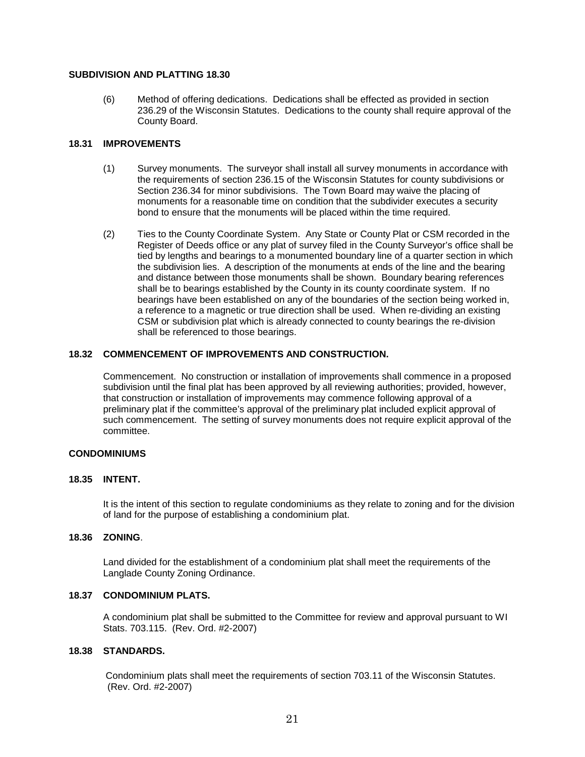**SUBDIVISION AND PLATTING 18.30**

(6) Method of offering dedications. Dedications shall be effected as provided in section 236.29 of the Wisconsin Statutes. Dedications to the county shall require approval of the County Board.

**18.31 IMPROVEMENTS**

(1) Survey monuments. The surveyor shall install all survey monuments in accordance with the requirements of section 236.15 of the Wisconsin Statutes for county subdivisions or Section 236.34 for minor subdivisions. The Town Board may waive the placing of monuments for a reasonable time on condition that the subdivider executes a security bond to ensure that the monuments will be placed within the time required.

(2) Ties to the County Coordinate System. Any State or County Plat or CSM recorded in the Register of Deeds office or any plat of survey filed in the County Surveyor's office shall be tied by lengths and bearings to a monumented boundary line of a quarter section in which the subdivision lies. A description of the monuments at ends of the line and the bearing and distance between those monuments shall be shown. Boundary bearing references shall be to bearings established by the County in its county coordinate system. If no bearings have been established on any of the boundaries of the section being worked in, a reference to a magnetic or true direction shall be used. When re-dividing an existing CSM or subdivision plat which is already connected to county bearings the re-division shall be referenced to those bearings.

**18.32 COMMENCEMENT OF IMPROVEMENTS AND CONSTRUCTION.**

Commencement. No construction or installation of improvements shall commence in a proposed subdivision until the final plat has been approved by all reviewing authorities; provided, however, that construction or installation of improvements may commence following approval of a preliminary plat if the committee's approval of the preliminary plat included explicit approval of such commencement. The setting of survey monuments does not require explicit approval of the committee.

**CONDOMINIUMS**

**18.35 INTENT.**

It is the intent of this section to regulate condominiums as they relate to zoning and for the division of land for the purpose of establishing a condominium plat.

**18.36 ZONING**.

Land divided for the establishment of a condominium plat shall meet the requirements of the Langlade County Zoning Ordinance.

**18.37 CONDOMINIUM PLATS.**

A condominium plat shall be submitted to the Committee for review and approval pursuant to WI Stats. 703.115. (Rev. Ord. #2-2007)

**18.38 STANDARDS.**

Condominium plats shall meet the requirements of section 703.11 of the Wisconsin Statutes. (Rev. Ord. #2-2007)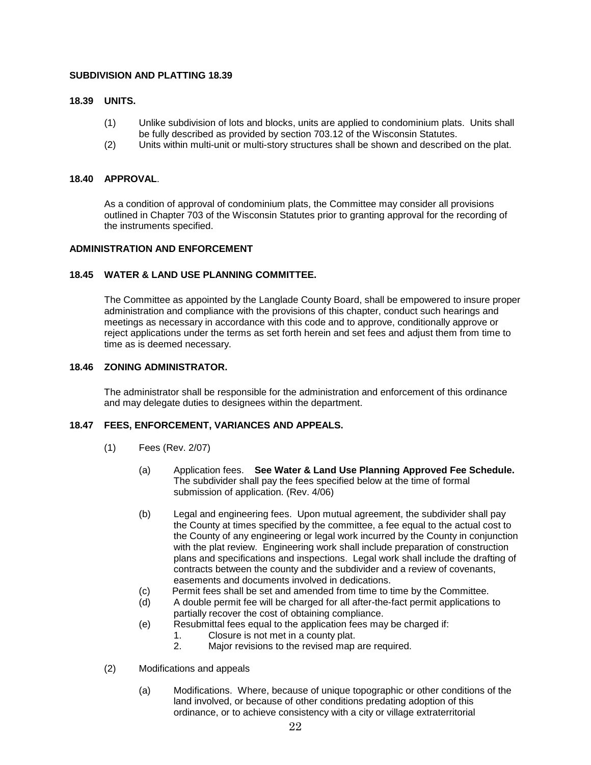**SUBDIVISION AND PLATTING 18.39**

**18.39 UNITS.**

(1) Unlike subdivision of lots and blocks, units are applied to condominium plats. Units shall be fully described as provided by section 703.12 of the Wisconsin Statutes.

(2) Units within multi-unit or multi-story structures shall be shown and described on the plat.

**18.40 APPROVAL**.

As a condition of approval of condominium plats, the Committee may consider all provisions outlined in Chapter 703 of the Wisconsin Statutes prior to granting approval for the recording of the instruments specified.

**ADMINISTRATION AND ENFORCEMENT**

**18.45 WATER & LAND USE PLANNING COMMITTEE.**

The Committee as appointed by the Langlade County Board, shall be empowered to insure proper administration and compliance with the provisions of this chapter, conduct such hearings and meetings as necessary in accordance with this code and to approve, conditionally approve or reject applications under the terms as set forth herein and set fees and adjust them from time to time as is deemed necessary.

**18.46 ZONING ADMINISTRATOR.**

The administrator shall be responsible for the administration and enforcement of this ordinance and may delegate duties to designees within the department.

**18.47 FEES, ENFORCEMENT, VARIANCES AND APPEALS.**

(1) Fees (Rev. 2/07)

(a) Application fees. **See Water & Land Use Planning Approved Fee Schedule.** The subdivider shall pay the fees specified below at the time of formal submission of application. (Rev. 4/06)

(b) Legal and engineering fees. Upon mutual agreement, the subdivider shall pay the County at times specified by the committee, a fee equal to the actual cost to the County of any engineering or legal work incurred by the County in conjunction with the plat review. Engineering work shall include preparation of construction plans and specifications and inspections. Legal work shall include the drafting of contracts between the county and the subdivider and a review of covenants, easements and documents involved in dedications.

(c) Permit fees shall be set and amended from time to time by the Committee.

(d) A double permit fee will be charged for all after-the-fact permit applications to partially recover the cost of obtaining compliance.

(e) Resubmittal fees equal to the application fees may be charged if:

1. Closure is not met in a county plat.
2. Major revisions to the revised map are required.

(2) Modifications and appeals

(a) Modifications. Where, because of unique topographic or other conditions of the land involved, or because of other conditions predating adoption of this ordinance, or to achieve consistency with a city or village extraterritorial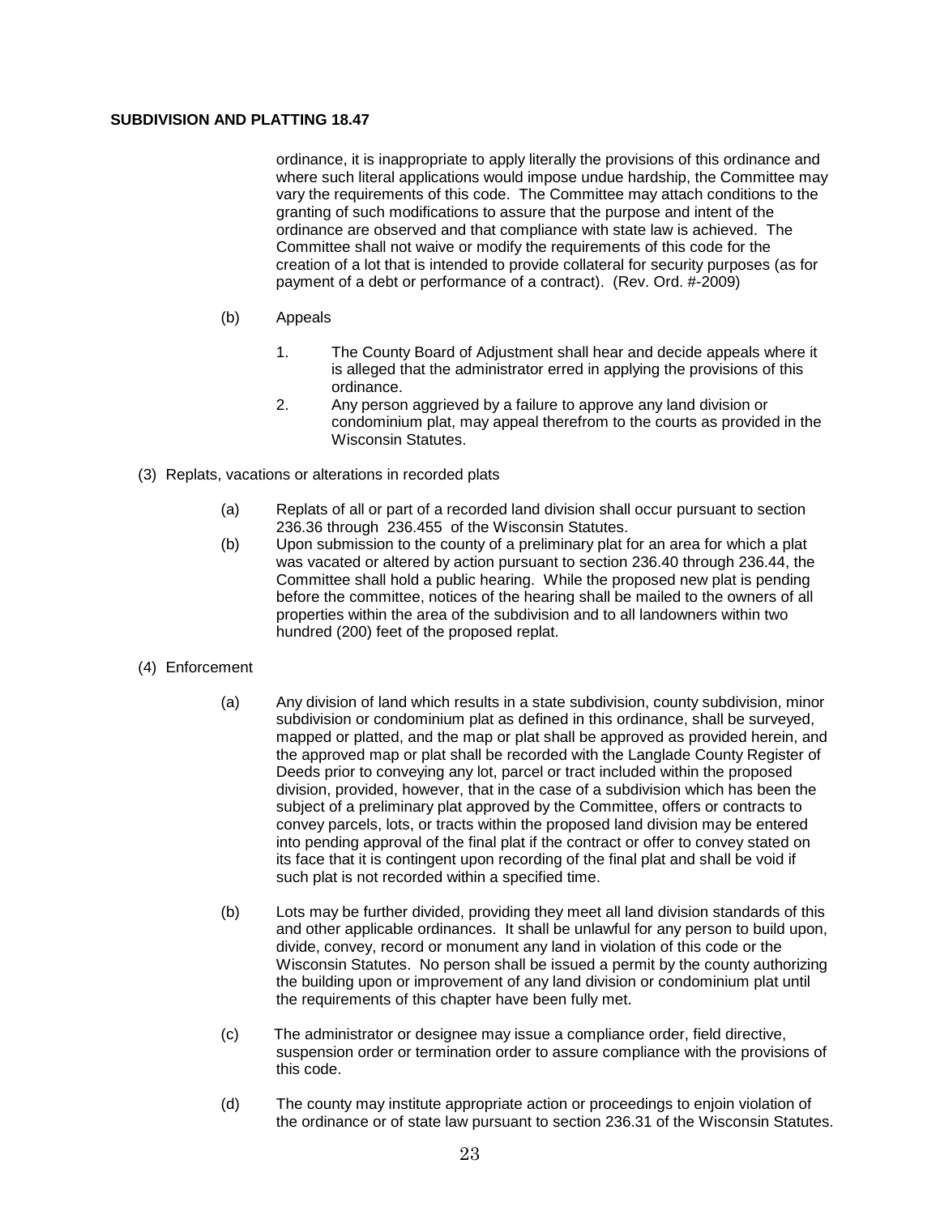ordinance, it is inappropriate to apply literally the provisions of this ordinance and where such literal applications would impose undue hardship, the Committee may vary the requirements of this code. The Committee may attach conditions to the granting of such modifications to assure that the purpose and intent of the ordinance are observed and that compliance with state law is achieved. The Committee shall not waive or modify the requirements of this code for the creation of a lot that is intended to provide collateral for security purposes (as for payment of a debt or performance of a contract). (Rev. Ord. #-2009)

(b) Appeals

1. The County Board of Adjustment shall hear and decide appeals where it is alleged that the administrator erred in applying the provisions of this ordinance.
2. Any person aggrieved by a failure to approve any land division or condominium plat, may appeal therefrom to the courts as provided in the Wisconsin Statutes.

(3) Replats, vacations or alterations in recorded plats

(a) Replats of all or part of a recorded land division shall occur pursuant to section 236.36 through 236.455 of the Wisconsin Statutes.

(b) Upon submission to the county of a preliminary plat for an area for which a plat was vacated or altered by action pursuant to section 236.40 through 236.44, the Committee shall hold a public hearing. While the proposed new plat is pending before the committee, notices of the hearing shall be mailed to the owners of all properties within the area of the subdivision and to all landowners within two hundred (200) feet of the proposed replat.

(4) Enforcement

(a) Any division of land which results in a state subdivision, county subdivision, minor subdivision or condominium plat as defined in this ordinance, shall be surveyed, mapped or platted, and the map or plat shall be approved as provided herein, and the approved map or plat shall be recorded with the Langlade County Register of Deeds prior to conveying any lot, parcel or tract included within the proposed division, provided, however, that in the case of a subdivision which has been the subject of a preliminary plat approved by the Committee, offers or contracts to convey parcels, lots, or tracts within the proposed land division may be entered into pending approval of the final plat if the contract or offer to convey stated on its face that it is contingent upon recording of the final plat and shall be void if such plat is not recorded within a specified time.

(b) Lots may be further divided, providing they meet all land division standards of this and other applicable ordinances. It shall be unlawful for any person to build upon, divide, convey, record or monument any land in violation of this code or the Wisconsin Statutes. No person shall be issued a permit by the county authorizing the building upon or improvement of any land division or condominium plat until the requirements of this chapter have been fully met.

(c) The administrator or designee may issue a compliance order, field directive, suspension order or termination order to assure compliance with the provisions of this code.

(d) The county may institute appropriate action or proceedings to enjoin violation of the ordinance or of state law pursuant to section 236.31 of the Wisconsin Statutes.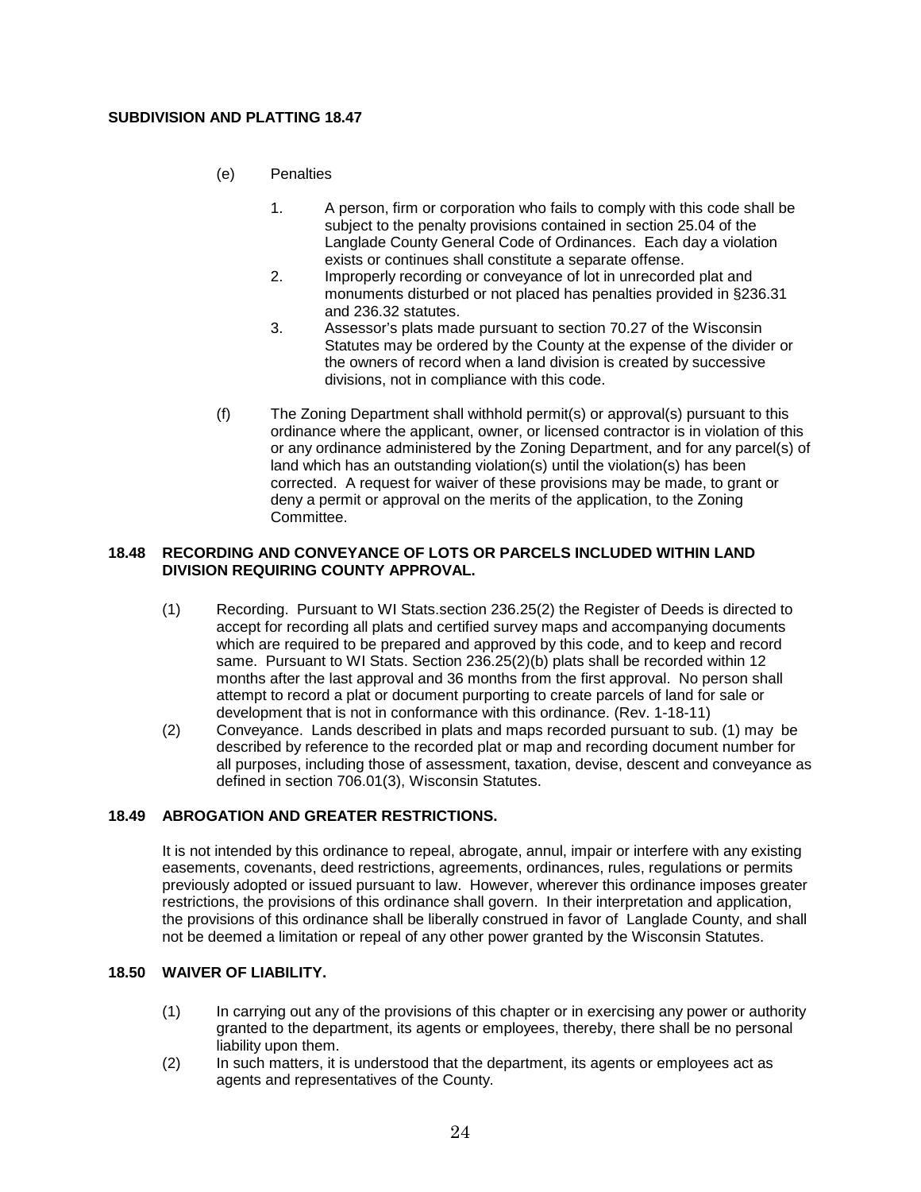(e) Penalties

1. A person, firm or corporation who fails to comply with this code shall be subject to the penalty provisions contained in section 25.04 of the Langlade County General Code of Ordinances. Each day a violation exists or continues shall constitute a separate offense.
2. Improperly recording or conveyance of lot in unrecorded plat and monuments disturbed or not placed has penalties provided in §236.31 and 236.32 statutes.
3. Assessor's plats made pursuant to section 70.27 of the Wisconsin Statutes may be ordered by the County at the expense of the divider or the owners of record when a land division is created by successive divisions, not in compliance with this code.

(f) The Zoning Department shall withhold permit(s) or approval(s) pursuant to this ordinance where the applicant, owner, or licensed contractor is in violation of this or any ordinance administered by the Zoning Department, and for any parcel(s) of land which has an outstanding violation(s) until the violation(s) has been corrected. A request for waiver of these provisions may be made, to grant or deny a permit or approval on the merits of the application, to the Zoning Committee.

## 18.48 RECORDING AND CONVEYANCE OF LOTS OR PARCELS INCLUDED WITHIN LAND DIVISION REQUIRING COUNTY APPROVAL.

(1) Recording. Pursuant to WI Stats.section 236.25(2) the Register of Deeds is directed to accept for recording all plats and certified survey maps and accompanying documents which are required to be prepared and approved by this code, and to keep and record same. Pursuant to WI Stats. Section 236.25(2)(b) plats shall be recorded within 12 months after the last approval and 36 months from the first approval. No person shall attempt to record a plat or document purporting to create parcels of land for sale or development that is not in conformance with this ordinance. (Rev. 1-18-11)

(2) Conveyance. Lands described in plats and maps recorded pursuant to sub. (1) may be described by reference to the recorded plat or map and recording document number for all purposes, including those of assessment, taxation, devise, descent and conveyance as defined in section 706.01(3), Wisconsin Statutes.

## 18.49 ABROGATION AND GREATER RESTRICTIONS.

It is not intended by this ordinance to repeal, abrogate, annul, impair or interfere with any existing easements, covenants, deed restrictions, agreements, ordinances, rules, regulations or permits previously adopted or issued pursuant to law. However, wherever this ordinance imposes greater restrictions, the provisions of this ordinance shall govern. In their interpretation and application, the provisions of this ordinance shall be liberally construed in favor of Langlade County, and shall not be deemed a limitation or repeal of any other power granted by the Wisconsin Statutes.

## 18.50 WAIVER OF LIABILITY.

(1) In carrying out any of the provisions of this chapter or in exercising any power or authority granted to the department, its agents or employees, thereby, there shall be no personal liability upon them.

(2) In such matters, it is understood that the department, its agents or employees act as agents and representatives of the County.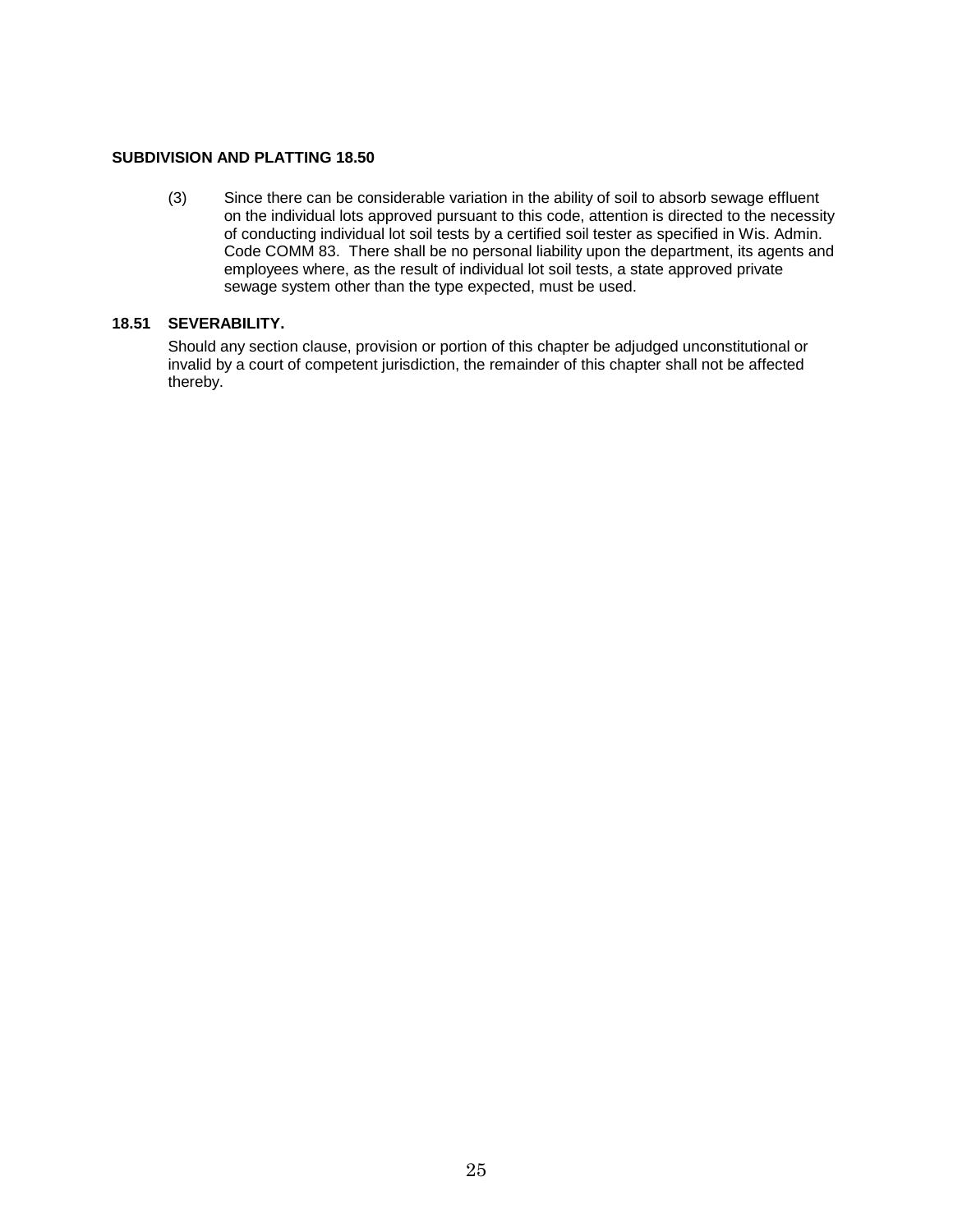(3) Since there can be considerable variation in the ability of soil to absorb sewage effluent on the individual lots approved pursuant to this code, attention is directed to the necessity of conducting individual lot soil tests by a certified soil tester as specified in Wis. Admin. Code COMM 83. There shall be no personal liability upon the department, its agents and employees where, as the result of individual lot soil tests, a state approved private sewage system other than the type expected, must be used.

**18.51 SEVERABILITY.**

Should any section clause, provision or portion of this chapter be adjudged unconstitutional or invalid by a court of competent jurisdiction, the remainder of this chapter shall not be affected thereby.